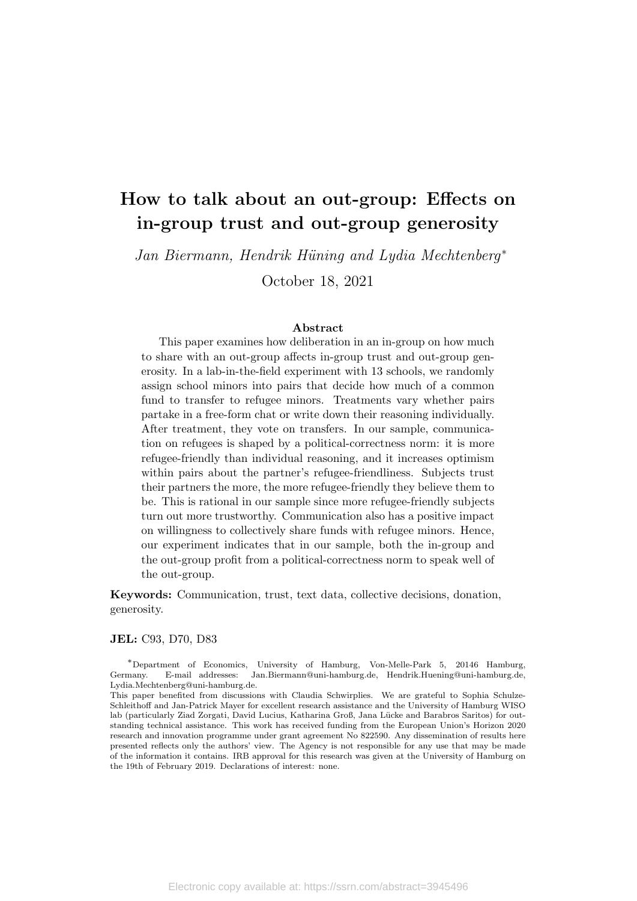# How to talk about an out-group: Effects on in-group trust and out-group generosity

*Jan Biermann, Hendrik Hüning and Lydia Mechtenberg*[*]

October 18, 2021

## Abstract

This paper examines how deliberation in an in-group on how much to share with an out-group affects in-group trust and out-group generosity. In a lab-in-the-field experiment with 13 schools, we randomly assign school minors into pairs that decide how much of a common fund to transfer to refugee minors. Treatments vary whether pairs partake in a free-form chat or write down their reasoning individually. After treatment, they vote on transfers. In our sample, communication on refugees is shaped by a political-correctness norm: it is more refugee-friendly than individual reasoning, and it increases optimism within pairs about the partner's refugee-friendliness. Subjects trust their partners the more, the more refugee-friendly they believe them to be. This is rational in our sample since more refugee-friendly subjects turn out more trustworthy. Communication also has a positive impact on willingness to collectively share funds with refugee minors. Hence, our experiment indicates that in our sample, both the in-group and the out-group profit from a political-correctness norm to speak well of the out-group.

**Keywords:** Communication, trust, text data, collective decisions, donation, generosity.

**JEL:** C93, D70, D83

[*]Department of Economics, University of Hamburg, Von-Melle-Park 5, 20146 Hamburg, Germany. E-mail addresses: Jan.Biermann@uni-hamburg.de, Hendrik.Huening@uni-hamburg.de, Lydia.Mechtenberg@uni-hamburg.de.

This paper benefited from discussions with Claudia Schwirplies. We are grateful to Sophia Schulze-Schleithoff and Jan-Patrick Mayer for excellent research assistance and the University of Hamburg WISO lab (particularly Ziad Zorgati, David Lucius, Katharina Groß, Jana Lücke and Barabros Saritos) for outstanding technical assistance. This work has received funding from the European Union's Horizon 2020 research and innovation programme under grant agreement No 822590. Any dissemination of results here presented reflects only the authors' view. The Agency is not responsible for any use that may be made of the information it contains. IRB approval for this research was given at the University of Hamburg on the 19th of February 2019. Declarations of interest: none.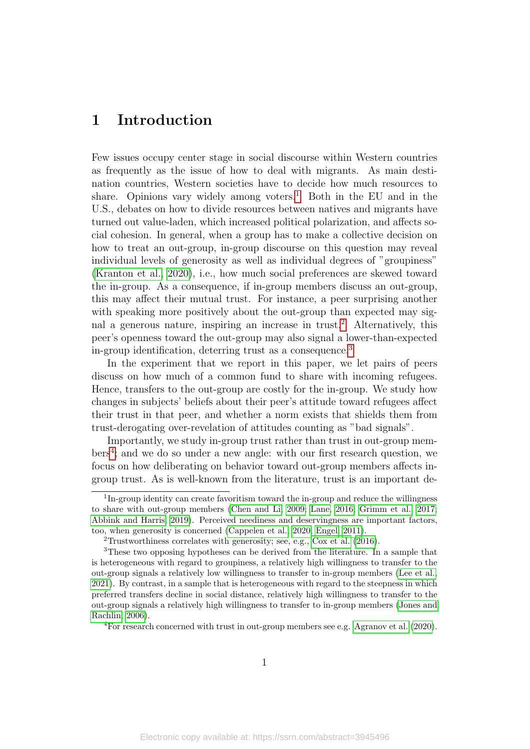# 1 Introduction

Few issues occupy center stage in social discourse within Western countries as frequently as the issue of how to deal with migrants. As main destination countries, Western societies have to decide how much resources to share. Opinions vary widely among voters.[1] Both in the EU and in the U.S., debates on how to divide resources between natives and migrants have turned out value-laden, which increased political polarization, and affects social cohesion. In general, when a group has to make a collective decision on how to treat an out-group, in-group discourse on this question may reveal individual levels of generosity as well as individual degrees of "groupiness" (Kranton et al., 2020), i.e., how much social preferences are skewed toward the in-group. As a consequence, if in-group members discuss an out-group, this may affect their mutual trust. For instance, a peer surprising another with speaking more positively about the out-group than expected may signal a generous nature, inspiring an increase in trust.[2] Alternatively, this peer's openness toward the out-group may also signal a lower-than-expected in-group identification, deterring trust as a consequence.[3]

In the experiment that we report in this paper, we let pairs of peers discuss on how much of a common fund to share with incoming refugees. Hence, transfers to the out-group are costly for the in-group. We study how changes in subjects' beliefs about their peer's attitude toward refugees affect their trust in that peer, and whether a norm exists that shields them from trust-derogating over-revelation of attitudes counting as "bad signals".

Importantly, we study in-group trust rather than trust in out-group members[4]; and we do so under a new angle: with our first research question, we focus on how deliberating on behavior toward out-group members affects in-group trust. As is well-known from the literature, trust is an important de-

---

[1] In-group identity can create favoritism toward the in-group and reduce the willingness to share with out-group members (Chen and Li, 2009; Lane, 2016; Grimm et al., 2017; Abbink and Harris, 2019). Perceived neediness and deservingness are important factors, too, when generosity is concerned (Cappelen et al., 2020; Engel, 2011).

[2] Trustworthiness correlates with generosity; see, e.g., Cox et al. (2016).

[3] These two opposing hypotheses can be derived from the literature. In a sample that is heterogeneous with regard to groupiness, a relatively high willingness to transfer to the out-group signals a relatively low willingness to transfer to in-group members (Lee et al., 2021). By contrast, in a sample that is heterogeneous with regard to the steepness in which preferred transfers decline in social distance, relatively high willingness to transfer to the out-group signals a relatively high willingness to transfer to in-group members (Jones and Rachlin, 2006).

[4] For research concerned with trust in out-group members see e.g. Agranov et al. (2020).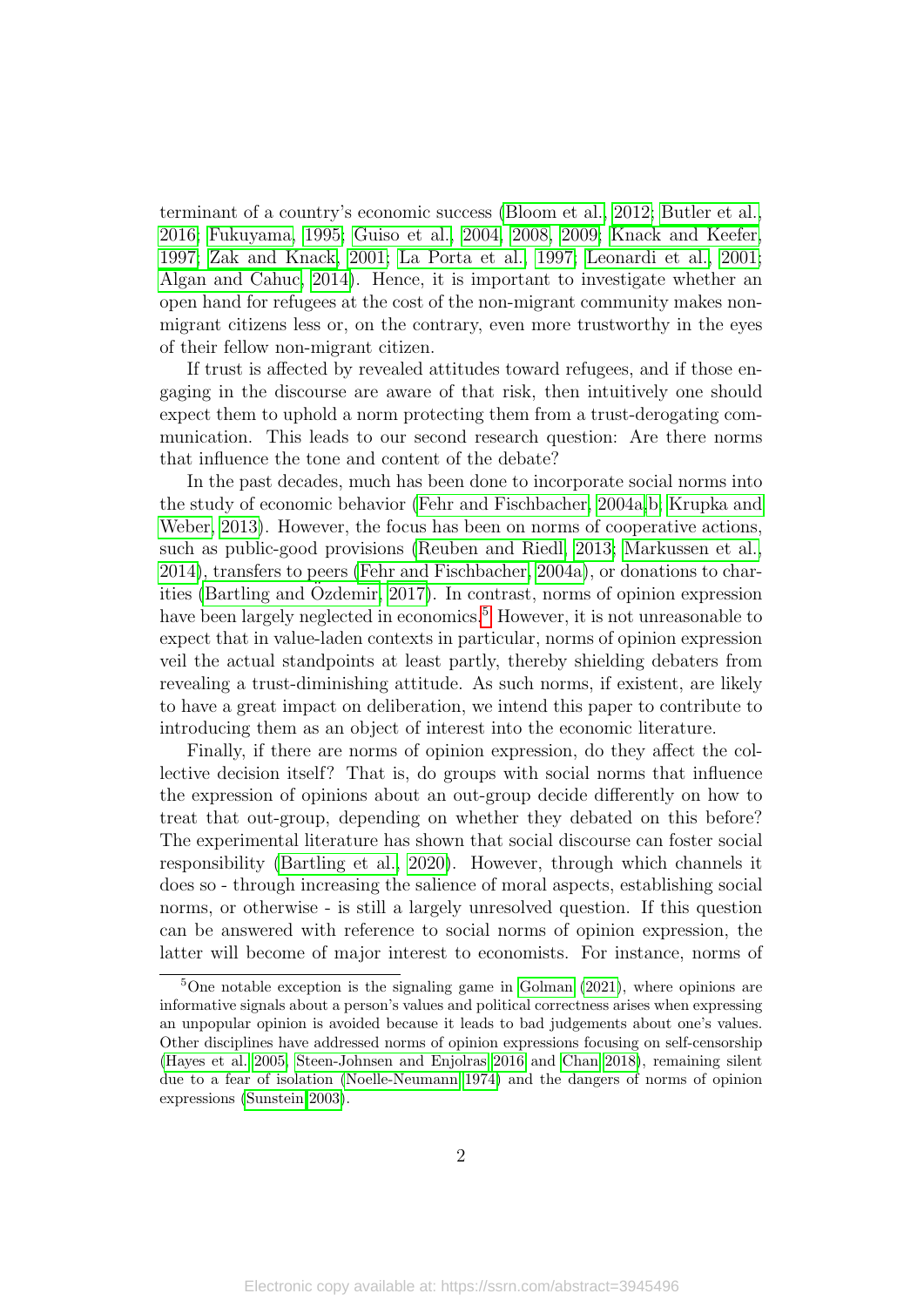terminant of a country's economic success (Bloom et al., 2012; Butler et al., 2016; Fukuyama, 1995; Guiso et al., 2004, 2008, 2009; Knack and Keefer, 1997; Zak and Knack, 2001; La Porta et al., 1997; Leonardi et al., 2001; Algan and Cahuc, 2014). Hence, it is important to investigate whether an open hand for refugees at the cost of the non-migrant community makes non-migrant citizens less or, on the contrary, even more trustworthy in the eyes of their fellow non-migrant citizen.

If trust is affected by revealed attitudes toward refugees, and if those engaging in the discourse are aware of that risk, then intuitively one should expect them to uphold a norm protecting them from a trust-derogating communication. This leads to our second research question: Are there norms that influence the tone and content of the debate?

In the past decades, much has been done to incorporate social norms into the study of economic behavior (Fehr and Fischbacher, 2004a,b; Krupka and Weber, 2013). However, the focus has been on norms of cooperative actions, such as public-good provisions (Reuben and Riedl, 2013; Markussen et al., 2014), transfers to peers (Fehr and Fischbacher, 2004a), or donations to charities (Bartling and Özdemir, 2017). In contrast, norms of opinion expression have been largely neglected in economics.[5] However, it is not unreasonable to expect that in value-laden contexts in particular, norms of opinion expression veil the actual standpoints at least partly, thereby shielding debaters from revealing a trust-diminishing attitude. As such norms, if existent, are likely to have a great impact on deliberation, we intend this paper to contribute to introducing them as an object of interest into the economic literature.

Finally, if there are norms of opinion expression, do they affect the collective decision itself? That is, do groups with social norms that influence the expression of opinions about an out-group decide differently on how to treat that out-group, depending on whether they debated on this before? The experimental literature has shown that social discourse can foster social responsibility (Bartling et al., 2020). However, through which channels it does so - through increasing the salience of moral aspects, establishing social norms, or otherwise - is still a largely unresolved question. If this question can be answered with reference to social norms of opinion expression, the latter will become of major interest to economists. For instance, norms of

[5] One notable exception is the signaling game in Golman (2021), where opinions are informative signals about a person's values and political correctness arises when expressing an unpopular opinion is avoided because it leads to bad judgements about one's values. Other disciplines have addressed norms of opinion expressions focusing on self-censorship (Hayes et al. 2005, Steen-Johnsen and Enjolras 2016 and Chan 2018), remaining silent due to a fear of isolation (Noelle-Neumann 1974) and the dangers of norms of opinion expressions (Sunstein 2003).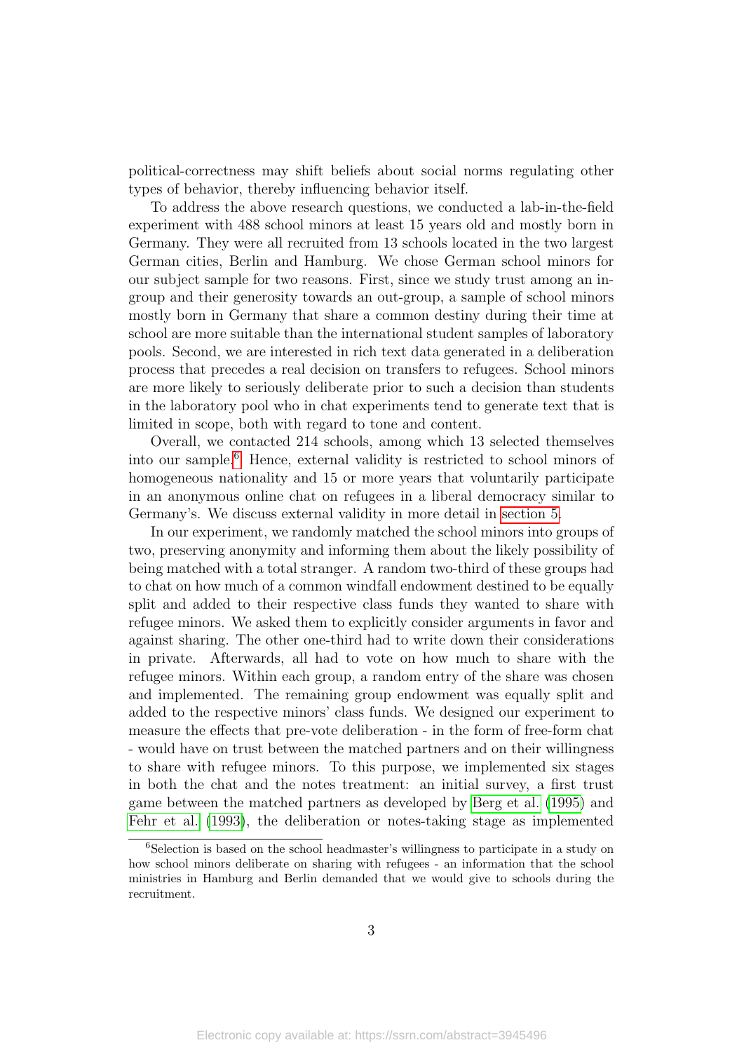political-correctness may shift beliefs about social norms regulating other types of behavior, thereby influencing behavior itself.

To address the above research questions, we conducted a lab-in-the-field experiment with 488 school minors at least 15 years old and mostly born in Germany. They were all recruited from 13 schools located in the two largest German cities, Berlin and Hamburg. We chose German school minors for our subject sample for two reasons. First, since we study trust among an in-group and their generosity towards an out-group, a sample of school minors mostly born in Germany that share a common destiny during their time at school are more suitable than the international student samples of laboratory pools. Second, we are interested in rich text data generated in a deliberation process that precedes a real decision on transfers to refugees. School minors are more likely to seriously deliberate prior to such a decision than students in the laboratory pool who in chat experiments tend to generate text that is limited in scope, both with regard to tone and content.

Overall, we contacted 214 schools, among which 13 selected themselves into our sample.[6] Hence, external validity is restricted to school minors of homogeneous nationality and 15 or more years that voluntarily participate in an anonymous online chat on refugees in a liberal democracy similar to Germany's. We discuss external validity in more detail in section 5.

In our experiment, we randomly matched the school minors into groups of two, preserving anonymity and informing them about the likely possibility of being matched with a total stranger. A random two-third of these groups had to chat on how much of a common windfall endowment destined to be equally split and added to their respective class funds they wanted to share with refugee minors. We asked them to explicitly consider arguments in favor and against sharing. The other one-third had to write down their considerations in private. Afterwards, all had to vote on how much to share with the refugee minors. Within each group, a random entry of the share was chosen and implemented. The remaining group endowment was equally split and added to the respective minors' class funds. We designed our experiment to measure the effects that pre-vote deliberation - in the form of free-form chat - would have on trust between the matched partners and on their willingness to share with refugee minors. To this purpose, we implemented six stages in both the chat and the notes treatment: an initial survey, a first trust game between the matched partners as developed by Berg et al. (1995) and Fehr et al. (1993), the deliberation or notes-taking stage as implemented

[6] Selection is based on the school headmaster's willingness to participate in a study on how school minors deliberate on sharing with refugees - an information that the school ministries in Hamburg and Berlin demanded that we would give to schools during the recruitment.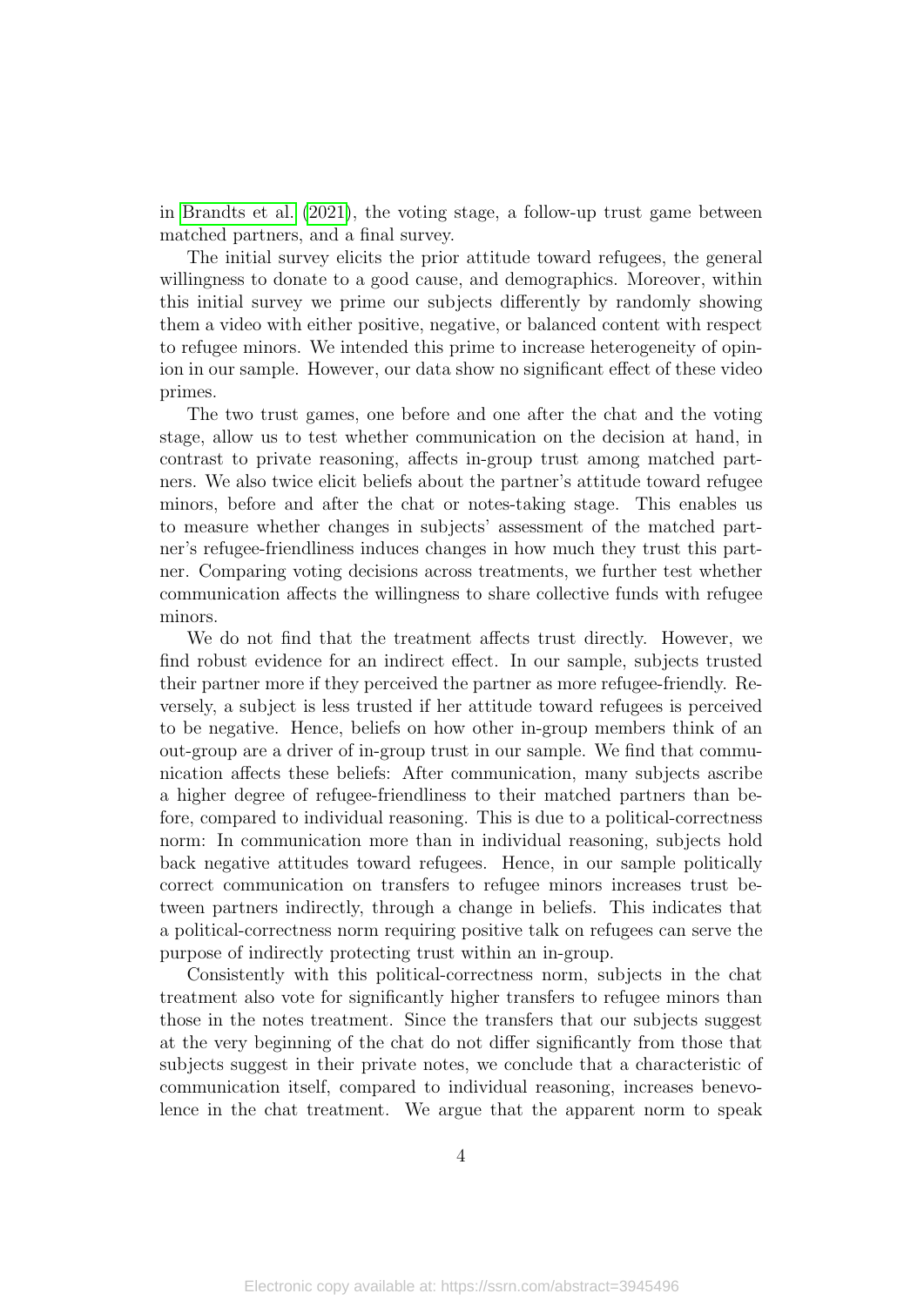in Brandts et al. (2021), the voting stage, a follow-up trust game between matched partners, and a final survey.

The initial survey elicits the prior attitude toward refugees, the general willingness to donate to a good cause, and demographics. Moreover, within this initial survey we prime our subjects differently by randomly showing them a video with either positive, negative, or balanced content with respect to refugee minors. We intended this prime to increase heterogeneity of opinion in our sample. However, our data show no significant effect of these video primes.

The two trust games, one before and one after the chat and the voting stage, allow us to test whether communication on the decision at hand, in contrast to private reasoning, affects in-group trust among matched partners. We also twice elicit beliefs about the partner's attitude toward refugee minors, before and after the chat or notes-taking stage. This enables us to measure whether changes in subjects' assessment of the matched partner's refugee-friendliness induces changes in how much they trust this partner. Comparing voting decisions across treatments, we further test whether communication affects the willingness to share collective funds with refugee minors.

We do not find that the treatment affects trust directly. However, we find robust evidence for an indirect effect. In our sample, subjects trusted their partner more if they perceived the partner as more refugee-friendly. Reversely, a subject is less trusted if her attitude toward refugees is perceived to be negative. Hence, beliefs on how other in-group members think of an out-group are a driver of in-group trust in our sample. We find that communication affects these beliefs: After communication, many subjects ascribe a higher degree of refugee-friendliness to their matched partners than before, compared to individual reasoning. This is due to a political-correctness norm: In communication more than in individual reasoning, subjects hold back negative attitudes toward refugees. Hence, in our sample politically correct communication on transfers to refugee minors increases trust between partners indirectly, through a change in beliefs. This indicates that a political-correctness norm requiring positive talk on refugees can serve the purpose of indirectly protecting trust within an in-group.

Consistently with this political-correctness norm, subjects in the chat treatment also vote for significantly higher transfers to refugee minors than those in the notes treatment. Since the transfers that our subjects suggest at the very beginning of the chat do not differ significantly from those that subjects suggest in their private notes, we conclude that a characteristic of communication itself, compared to individual reasoning, increases benevolence in the chat treatment. We argue that the apparent norm to speak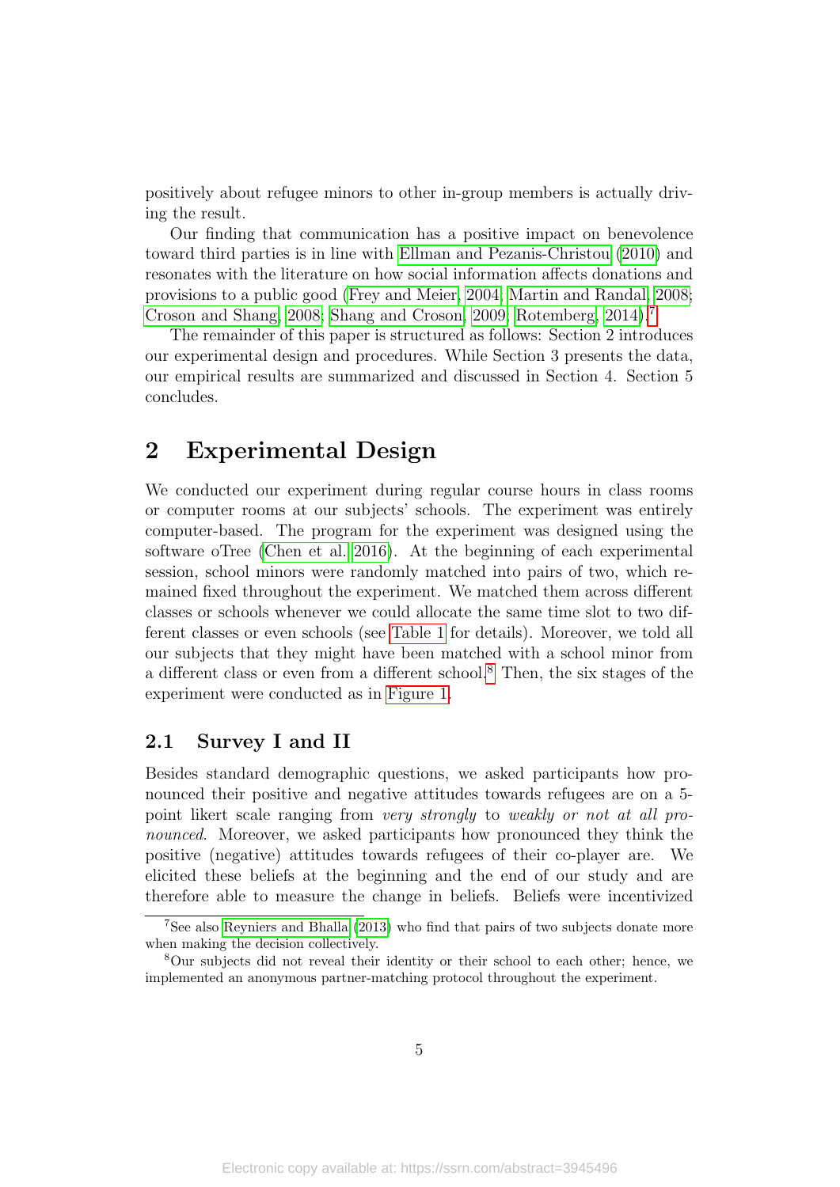positively about refugee minors to other in-group members is actually driving the result.

Our finding that communication has a positive impact on benevolence toward third parties is in line with Ellman and Pezanis-Christou (2010) and resonates with the literature on how social information affects donations and provisions to a public good (Frey and Meier, 2004; Martin and Randal, 2008; Croson and Shang, 2008; Shang and Croson, 2009; Rotemberg, 2014).[7]

The remainder of this paper is structured as follows: Section 2 introduces our experimental design and procedures. While Section 3 presents the data, our empirical results are summarized and discussed in Section 4. Section 5 concludes.

# 2 Experimental Design

We conducted our experiment during regular course hours in class rooms or computer rooms at our subjects' schools. The experiment was entirely computer-based. The program for the experiment was designed using the software oTree (Chen et al. 2016). At the beginning of each experimental session, school minors were randomly matched into pairs of two, which remained fixed throughout the experiment. We matched them across different classes or schools whenever we could allocate the same time slot to two different classes or even schools (see Table 1 for details). Moreover, we told all our subjects that they might have been matched with a school minor from a different class or even from a different school.[8] Then, the six stages of the experiment were conducted as in Figure 1.

## 2.1 Survey I and II

Besides standard demographic questions, we asked participants how pronounced their positive and negative attitudes towards refugees are on a 5-point likert scale ranging from *very strongly* to *weakly or not at all pronounced*. Moreover, we asked participants how pronounced they think the positive (negative) attitudes towards refugees of their co-player are. We elicited these beliefs at the beginning and the end of our study and are therefore able to measure the change in beliefs. Beliefs were incentivized

[7] See also Reyniers and Bhalla (2013) who find that pairs of two subjects donate more when making the decision collectively.

[8] Our subjects did not reveal their identity or their school to each other; hence, we implemented an anonymous partner-matching protocol throughout the experiment.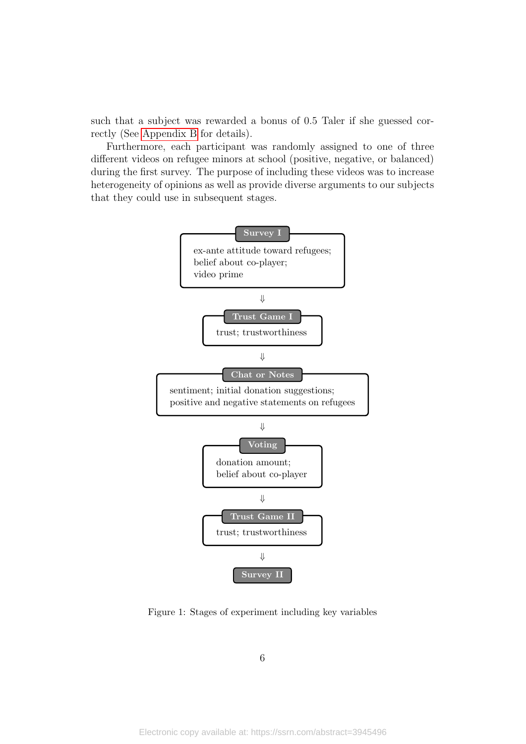such that a subject was rewarded a bonus of 0.5 Taler if she guessed correctly (See Appendix B for details).

Furthermore, each participant was randomly assigned to one of three different videos on refugee minors at school (positive, negative, or balanced) during the first survey. The purpose of including these videos was to increase heterogeneity of opinions as well as provide diverse arguments to our subjects that they could use in subsequent stages.

**Survey I**
ex-ante attitude toward refugees;
belief about co-player;
video prime

⇓

**Trust Game I**
trust; trustworthiness

⇓

**Chat or Notes**
sentiment; initial donation suggestions;
positive and negative statements on refugees

⇓

**Voting**
donation amount;
belief about co-player

⇓

**Trust Game II**
trust; trustworthiness

⇓

**Survey II**

Figure 1: Stages of experiment including key variables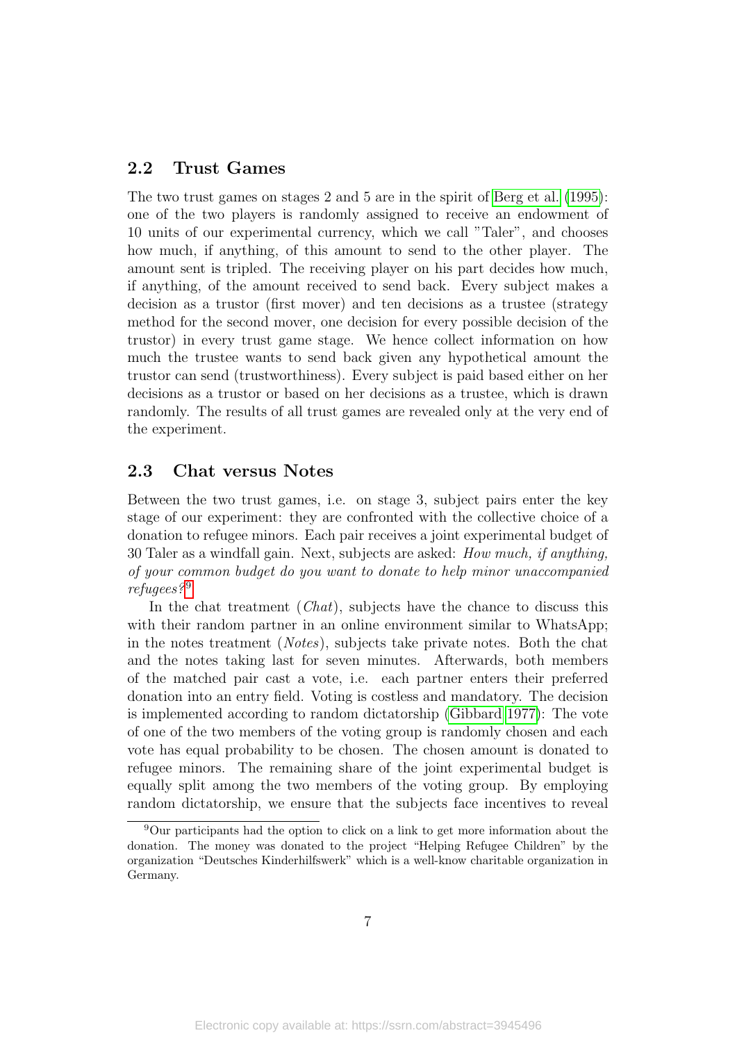## 2.2 Trust Games

The two trust games on stages 2 and 5 are in the spirit of Berg et al. (1995): one of the two players is randomly assigned to receive an endowment of 10 units of our experimental currency, which we call "Taler", and chooses how much, if anything, of this amount to send to the other player. The amount sent is tripled. The receiving player on his part decides how much, if anything, of the amount received to send back. Every subject makes a decision as a trustor (first mover) and ten decisions as a trustee (strategy method for the second mover, one decision for every possible decision of the trustor) in every trust game stage. We hence collect information on how much the trustee wants to send back given any hypothetical amount the trustor can send (trustworthiness). Every subject is paid based either on her decisions as a trustor or based on her decisions as a trustee, which is drawn randomly. The results of all trust games are revealed only at the very end of the experiment.

## 2.3 Chat versus Notes

Between the two trust games, i.e. on stage 3, subject pairs enter the key stage of our experiment: they are confronted with the collective choice of a donation to refugee minors. Each pair receives a joint experimental budget of 30 Taler as a windfall gain. Next, subjects are asked: *How much, if anything, of your common budget do you want to donate to help minor unaccompanied refugees?*[9]

In the chat treatment (*Chat*), subjects have the chance to discuss this with their random partner in an online environment similar to WhatsApp; in the notes treatment (*Notes*), subjects take private notes. Both the chat and the notes taking last for seven minutes. Afterwards, both members of the matched pair cast a vote, i.e. each partner enters their preferred donation into an entry field. Voting is costless and mandatory. The decision is implemented according to random dictatorship (Gibbard 1977): The vote of one of the two members of the voting group is randomly chosen and each vote has equal probability to be chosen. The chosen amount is donated to refugee minors. The remaining share of the joint experimental budget is equally split among the two members of the voting group. By employing random dictatorship, we ensure that the subjects face incentives to reveal

[9] Our participants had the option to click on a link to get more information about the donation. The money was donated to the project "Helping Refugee Children" by the organization "Deutsches Kinderhilfswerk" which is a well-know charitable organization in Germany.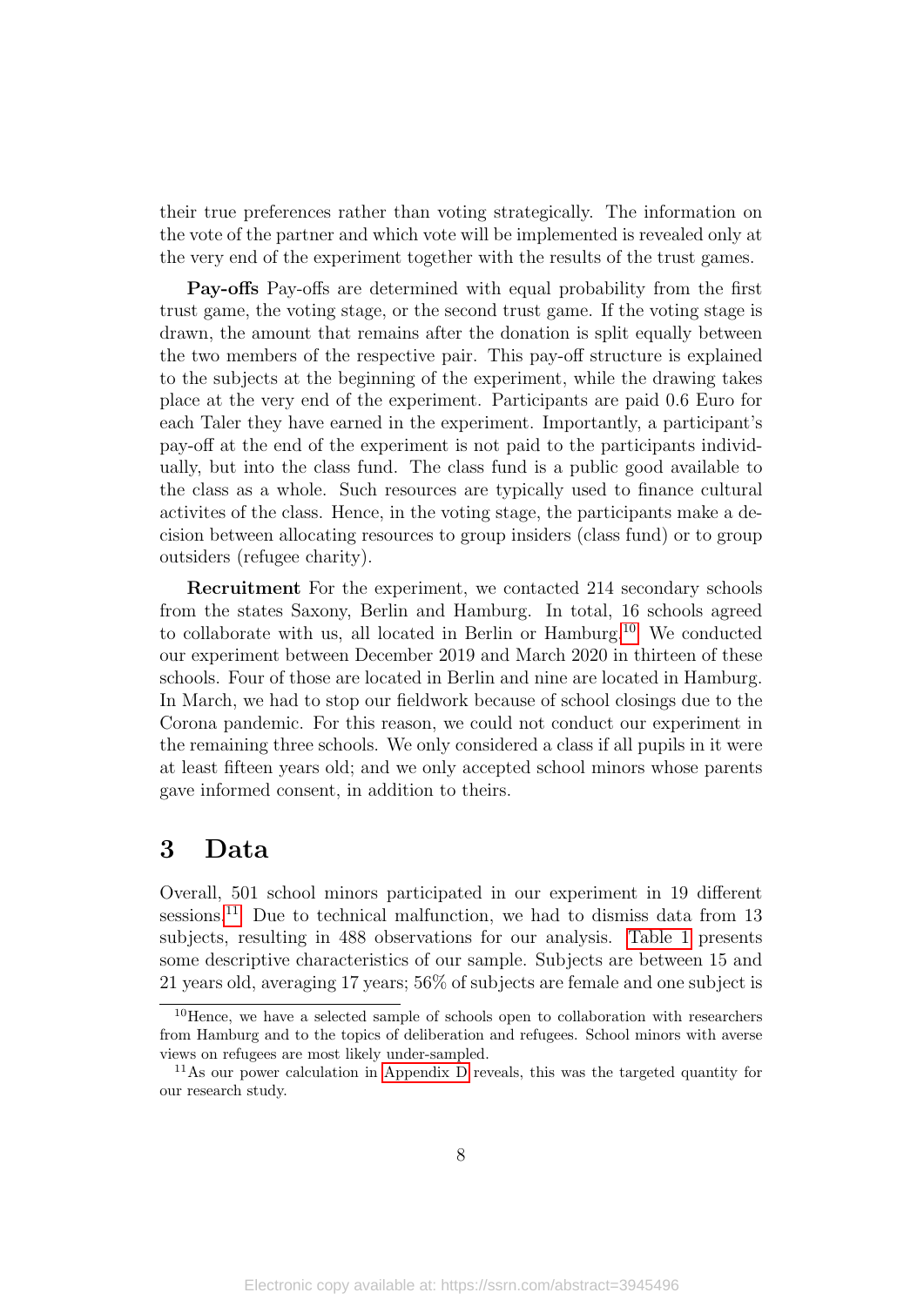their true preferences rather than voting strategically. The information on the vote of the partner and which vote will be implemented is revealed only at the very end of the experiment together with the results of the trust games.

**Pay-offs** Pay-offs are determined with equal probability from the first trust game, the voting stage, or the second trust game. If the voting stage is drawn, the amount that remains after the donation is split equally between the two members of the respective pair. This pay-off structure is explained to the subjects at the beginning of the experiment, while the drawing takes place at the very end of the experiment. Participants are paid 0.6 Euro for each Taler they have earned in the experiment. Importantly, a participant's pay-off at the end of the experiment is not paid to the participants individually, but into the class fund. The class fund is a public good available to the class as a whole. Such resources are typically used to finance cultural activites of the class. Hence, in the voting stage, the participants make a decision between allocating resources to group insiders (class fund) or to group outsiders (refugee charity).

**Recruitment** For the experiment, we contacted 214 secondary schools from the states Saxony, Berlin and Hamburg. In total, 16 schools agreed to collaborate with us, all located in Berlin or Hamburg.[10] We conducted our experiment between December 2019 and March 2020 in thirteen of these schools. Four of those are located in Berlin and nine are located in Hamburg. In March, we had to stop our fieldwork because of school closings due to the Corona pandemic. For this reason, we could not conduct our experiment in the remaining three schools. We only considered a class if all pupils in it were at least fifteen years old; and we only accepted school minors whose parents gave informed consent, in addition to theirs.

# 3 Data

Overall, 501 school minors participated in our experiment in 19 different sessions.[11] Due to technical malfunction, we had to dismiss data from 13 subjects, resulting in 488 observations for our analysis. Table 1 presents some descriptive characteristics of our sample. Subjects are between 15 and 21 years old, averaging 17 years; 56% of subjects are female and one subject is

[10] Hence, we have a selected sample of schools open to collaboration with researchers from Hamburg and to the topics of deliberation and refugees. School minors with averse views on refugees are most likely under-sampled.

[11] As our power calculation in Appendix D reveals, this was the targeted quantity for our research study.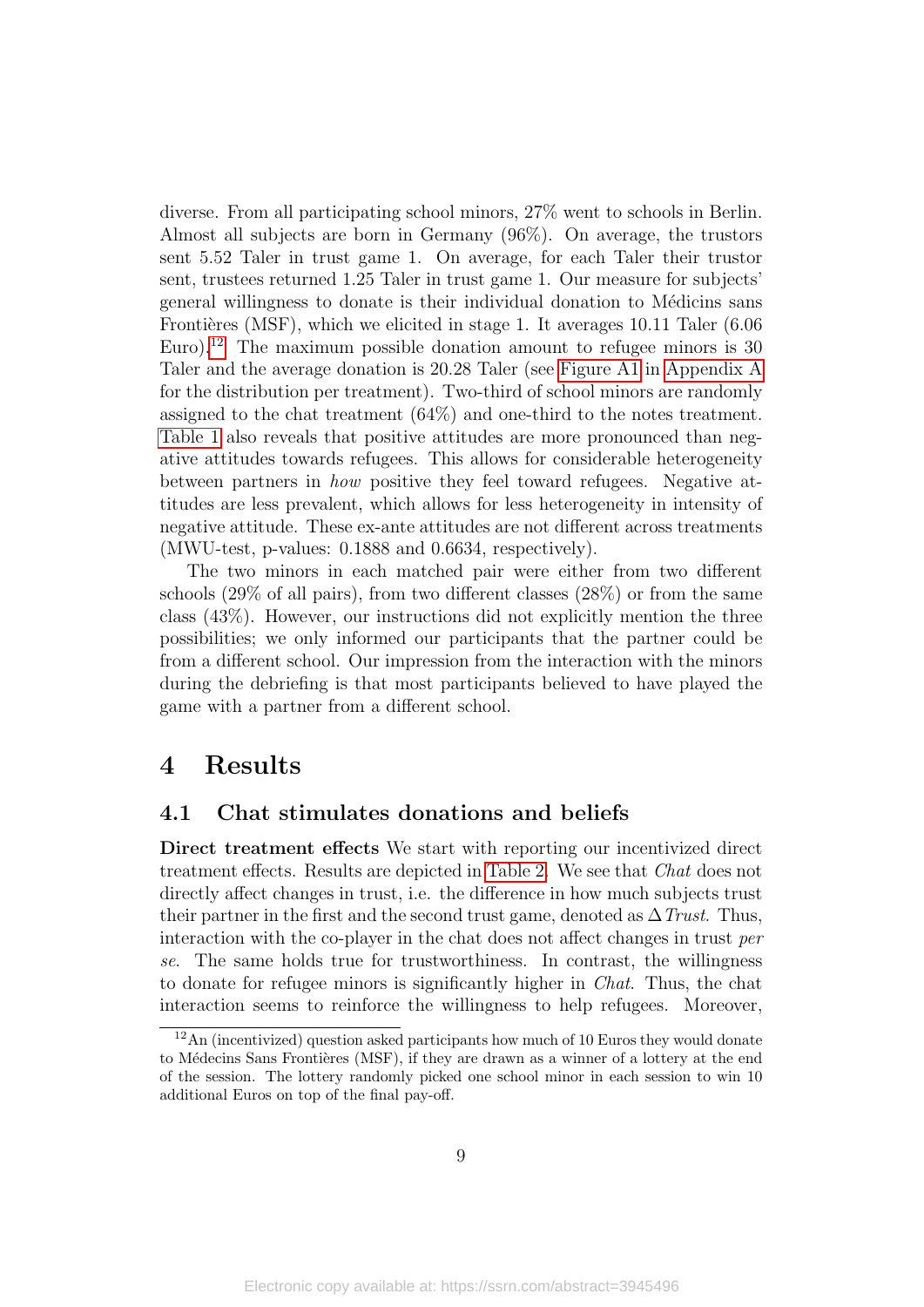diverse. From all participating school minors, 27% went to schools in Berlin. Almost all subjects are born in Germany (96%). On average, the trustors sent 5.52 Taler in trust game 1. On average, for each Taler their trustor sent, trustees returned 1.25 Taler in trust game 1. Our measure for subjects' general willingness to donate is their individual donation to Médicins sans Frontières (MSF), which we elicited in stage 1. It averages 10.11 Taler (6.06 Euro).[12] The maximum possible donation amount to refugee minors is 30 Taler and the average donation is 20.28 Taler (see Figure A1 in Appendix A for the distribution per treatment). Two-third of school minors are randomly assigned to the chat treatment (64%) and one-third to the notes treatment. Table 1 also reveals that positive attitudes are more pronounced than negative attitudes towards refugees. This allows for considerable heterogeneity between partners in *how* positive they feel toward refugees. Negative attitudes are less prevalent, which allows for less heterogeneity in intensity of negative attitude. These ex-ante attitudes are not different across treatments (MWU-test, p-values: 0.1888 and 0.6634, respectively).

The two minors in each matched pair were either from two different schools (29% of all pairs), from two different classes (28%) or from the same class (43%). However, our instructions did not explicitly mention the three possibilities; we only informed our participants that the partner could be from a different school. Our impression from the interaction with the minors during the debriefing is that most participants believed to have played the game with a partner from a different school.

# 4 Results

## 4.1 Chat stimulates donations and beliefs

**Direct treatment effects** We start with reporting our incentivized direct treatment effects. Results are depicted in Table 2. We see that *Chat* does not directly affect changes in trust, i.e. the difference in how much subjects trust their partner in the first and the second trust game, denoted as $\Delta\,Trust$. Thus, interaction with the co-player in the chat does not affect changes in trust *per se*. The same holds true for trustworthiness. In contrast, the willingness to donate for refugee minors is significantly higher in *Chat*. Thus, the chat interaction seems to reinforce the willingness to help refugees. Moreover,

[12] An (incentivized) question asked participants how much of 10 Euros they would donate to Médecins Sans Frontières (MSF), if they are drawn as a winner of a lottery at the end of the session. The lottery randomly picked one school minor in each session to win 10 additional Euros on top of the final pay-off.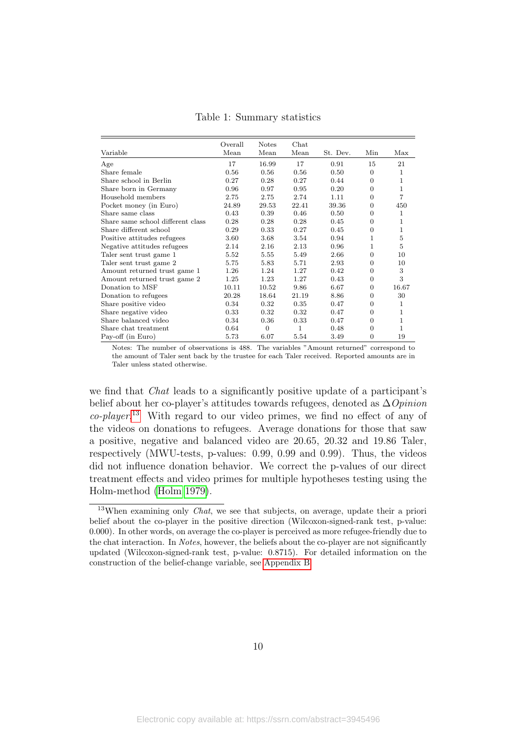Table 1: Summary statistics

| Variable | Overall Mean | Notes Mean | Chat Mean | St. Dev. | Min | Max |
|---|---|---|---|---|---|---|
| Age | 17 | 16.99 | 17 | 0.91 | 15 | 21 |
| Share female | 0.56 | 0.56 | 0.56 | 0.50 | 0 | 1 |
| Share school in Berlin | 0.27 | 0.28 | 0.27 | 0.44 | 0 | 1 |
| Share born in Germany | 0.96 | 0.97 | 0.95 | 0.20 | 0 | 1 |
| Household members | 2.75 | 2.75 | 2.74 | 1.11 | 0 | 7 |
| Pocket money (in Euro) | 24.89 | 29.53 | 22.41 | 39.36 | 0 | 450 |
| Share same class | 0.43 | 0.39 | 0.46 | 0.50 | 0 | 1 |
| Share same school different class | 0.28 | 0.28 | 0.28 | 0.45 | 0 | 1 |
| Share different school | 0.29 | 0.33 | 0.27 | 0.45 | 0 | 1 |
| Positive attitudes refugees | 3.60 | 3.68 | 3.54 | 0.94 | 1 | 5 |
| Negative attitudes refugees | 2.14 | 2.16 | 2.13 | 0.96 | 1 | 5 |
| Taler sent trust game 1 | 5.52 | 5.55 | 5.49 | 2.66 | 0 | 10 |
| Taler sent trust game 2 | 5.75 | 5.83 | 5.71 | 2.93 | 0 | 10 |
| Amount returned trust game 1 | 1.26 | 1.24 | 1.27 | 0.42 | 0 | 3 |
| Amount returned trust game 2 | 1.25 | 1.23 | 1.27 | 0.43 | 0 | 3 |
| Donation to MSF | 10.11 | 10.52 | 9.86 | 6.67 | 0 | 16.67 |
| Donation to refugees | 20.28 | 18.64 | 21.19 | 8.86 | 0 | 30 |
| Share positive video | 0.34 | 0.32 | 0.35 | 0.47 | 0 | 1 |
| Share negative video | 0.33 | 0.32 | 0.32 | 0.47 | 0 | 1 |
| Share balanced video | 0.34 | 0.36 | 0.33 | 0.47 | 0 | 1 |
| Share chat treatment | 0.64 | 0 | 1 | 0.48 | 0 | 1 |
| Pay-off (in Euro) | 5.73 | 6.07 | 5.54 | 3.49 | 0 | 19 |

Notes: The number of observations is 488. The variables "Amount returned" correspond to the amount of Taler sent back by the trustee for each Taler received. Reported amounts are in Taler unless stated otherwise.

we find that *Chat* leads to a significantly positive update of a participant's belief about her co-player's attitudes towards refugees, denoted as $\Delta$*Opinion co-player*.[13] With regard to our video primes, we find no effect of any of the videos on donations to refugees. Average donations for those that saw a positive, negative and balanced video are 20.65, 20.32 and 19.86 Taler, respectively (MWU-tests, p-values: 0.99, 0.99 and 0.99). Thus, the videos did not influence donation behavior. We correct the p-values of our direct treatment effects and video primes for multiple hypotheses testing using the Holm-method (Holm 1979).

[13] When examining only *Chat*, we see that subjects, on average, update their a priori belief about the co-player in the positive direction (Wilcoxon-signed-rank test, p-value: 0.000). In other words, on average the co-player is perceived as more refugee-friendly due to the chat interaction. In *Notes*, however, the beliefs about the co-player are not significantly updated (Wilcoxon-signed-rank test, p-value: 0.8715). For detailed information on the construction of the belief-change variable, see Appendix B.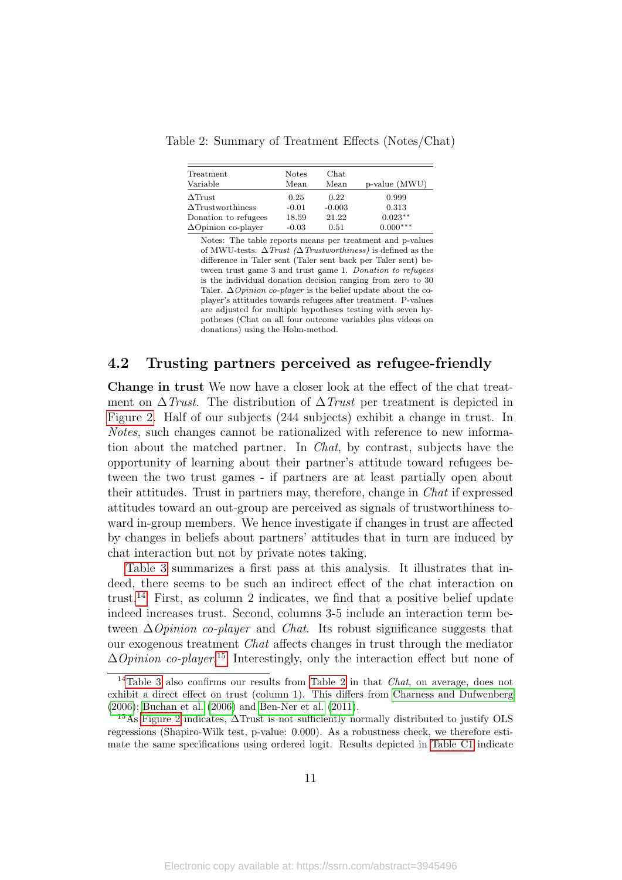Table 2: Summary of Treatment Effects (Notes/Chat)

| Treatment Variable | Notes Mean | Chat Mean | p-value (MWU) |
|---|---|---|---|
| ΔTrust | 0.25 | 0.22 | 0.999 |
| ΔTrustworthiness | -0.01 | -0.003 | 0.313 |
| Donation to refugees | 18.59 | 21.22 | 0.023** |
| ΔOpinion co-player | -0.03 | 0.51 | 0.000*** |

Notes: The table reports means per treatment and p-values of MWU-tests. *ΔTrust (ΔTrustworthiness)* is defined as the difference in Taler sent (Taler sent back per Taler sent) between trust game 3 and trust game 1. *Donation to refugees* is the individual donation decision ranging from zero to 30 Taler. *ΔOpinion co-player* is the belief update about the co-player's attitudes towards refugees after treatment. P-values are adjusted for multiple hypotheses testing with seven hypotheses (Chat on all four outcome variables plus videos on donations) using the Holm-method.

## 4.2 Trusting partners perceived as refugee-friendly

**Change in trust** We now have a closer look at the effect of the chat treatment on *ΔTrust*. The distribution of *ΔTrust* per treatment is depicted in Figure 2. Half of our subjects (244 subjects) exhibit a change in trust. In *Notes*, such changes cannot be rationalized with reference to new information about the matched partner. In *Chat*, by contrast, subjects have the opportunity of learning about their partner's attitude toward refugees between the two trust games - if partners are at least partially open about their attitudes. Trust in partners may, therefore, change in *Chat* if expressed attitudes toward an out-group are perceived as signals of trustworthiness toward in-group members. We hence investigate if changes in trust are affected by changes in beliefs about partners' attitudes that in turn are induced by chat interaction but not by private notes taking.

Table 3 summarizes a first pass at this analysis. It illustrates that indeed, there seems to be such an indirect effect of the chat interaction on trust.[14] First, as column 2 indicates, we find that a positive belief update indeed increases trust. Second, columns 3-5 include an interaction term between *ΔOpinion co-player* and *Chat*. Its robust significance suggests that our exogenous treatment *Chat* affects changes in trust through the mediator *ΔOpinion co-player*.[15] Interestingly, only the interaction effect but none of

[14] Table 3 also confirms our results from Table 2 in that *Chat*, on average, does not exhibit a direct effect on trust (column 1). This differs from Charness and Dufwenberg (2006); Buchan et al. (2006) and Ben-Ner et al. (2011).

[15] As Figure 2 indicates, ΔTrust is not sufficiently normally distributed to justify OLS regressions (Shapiro-Wilk test, p-value: 0.000). As a robustness check, we therefore estimate the same specifications using ordered logit. Results depicted in Table C1 indicate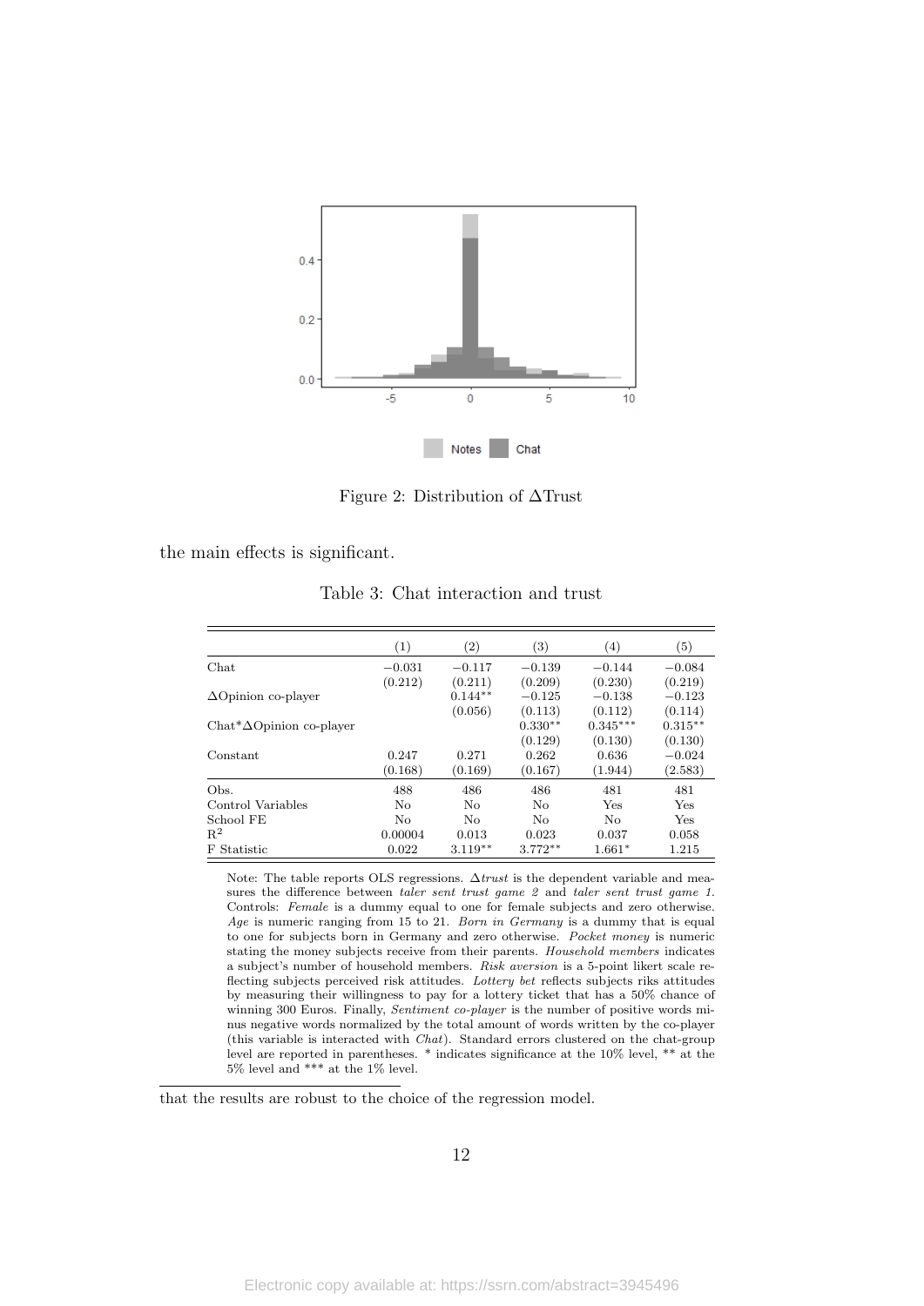Figure 2: Distribution of ΔTrust

the main effects is significant.

Table 3: Chat interaction and trust

| | (1) | (2) | (3) | (4) | (5) |
|---|---|---|---|---|---|
| Chat | −0.031 | −0.117 | −0.139 | −0.144 | −0.084 |
| | (0.212) | (0.211) | (0.209) | (0.230) | (0.219) |
| ΔOpinion co-player | | 0.144** | −0.125 | −0.138 | −0.123 |
| | | (0.056) | (0.113) | (0.112) | (0.114) |
| Chat*ΔOpinion co-player | | | 0.330** | 0.345*** | 0.315** |
| | | | (0.129) | (0.130) | (0.130) |
| Constant | 0.247 | 0.271 | 0.262 | 0.636 | −0.024 |
| | (0.168) | (0.169) | (0.167) | (1.944) | (2.583) |
| Obs. | 488 | 486 | 486 | 481 | 481 |
| Control Variables | No | No | No | Yes | Yes |
| School FE | No | No | No | No | Yes |
| $R^2$ | 0.00004 | 0.013 | 0.023 | 0.037 | 0.058 |
| F Statistic | 0.022 | 3.119** | 3.772** | 1.661* | 1.215 |

Note: The table reports OLS regressions. Δ*trust* is the dependent variable and measures the difference between *taler sent trust game 2* and *taler sent trust game 1*. Controls: *Female* is a dummy equal to one for female subjects and zero otherwise. *Age* is numeric ranging from 15 to 21. *Born in Germany* is a dummy that is equal to one for subjects born in Germany and zero otherwise. *Pocket money* is numeric stating the money subjects receive from their parents. *Household members* indicates a subject's number of household members. *Risk aversion* is a 5-point likert scale reflecting subjects perceived risk attitudes. *Lottery bet* reflects subjects riks attitudes by measuring their willingness to pay for a lottery ticket that has a 50% chance of winning 300 Euros. Finally, *Sentiment co-player* is the number of positive words minus negative words normalized by the total amount of words written by the co-player (this variable is interacted with *Chat*). Standard errors clustered on the chat-group level are reported in parentheses. * indicates significance at the 10% level, ** at the 5% level and *** at the 1% level.

that the results are robust to the choice of the regression model.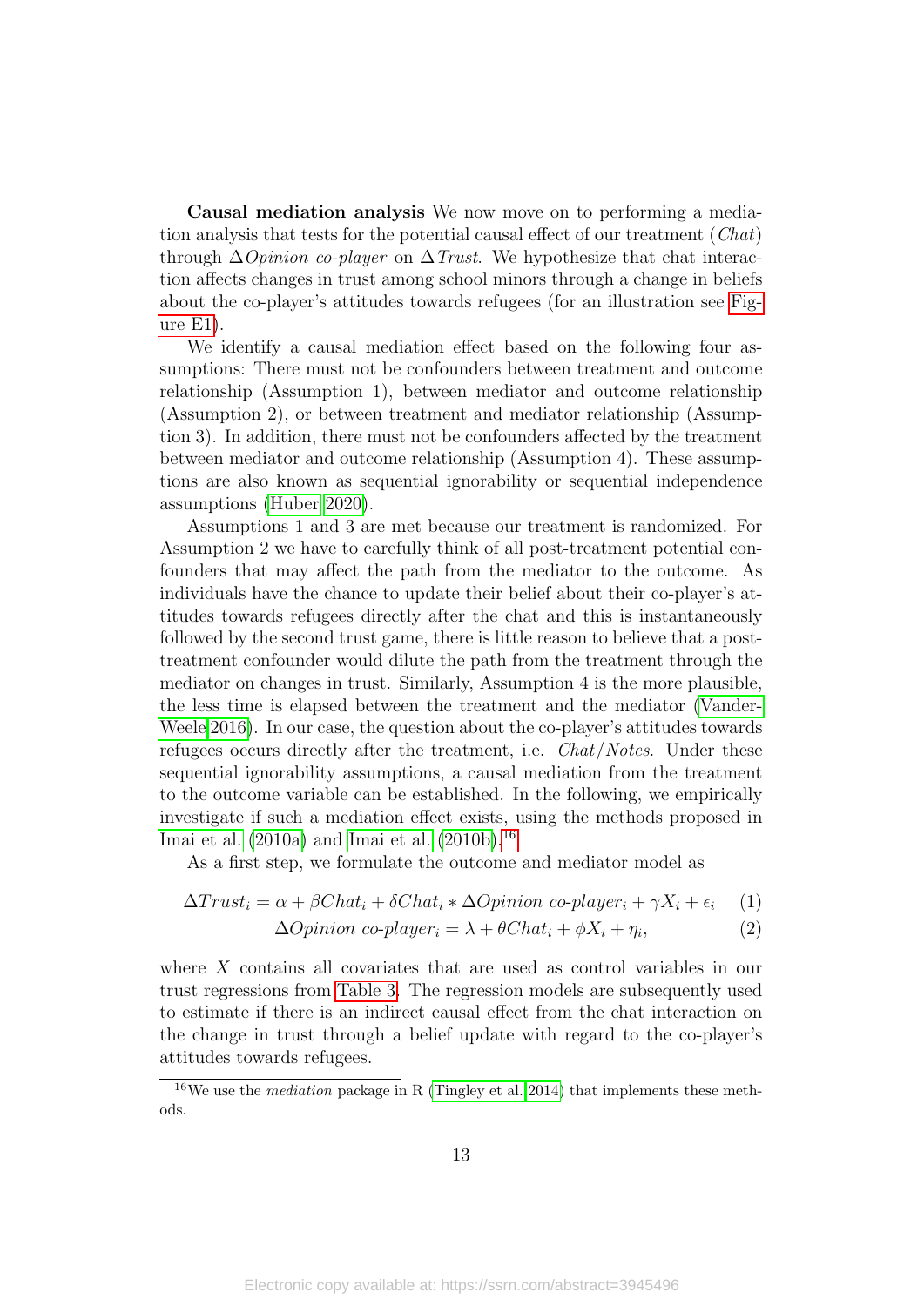**Causal mediation analysis** We now move on to performing a mediation analysis that tests for the potential causal effect of our treatment (*Chat*) through $\Delta$*Opinion co-player* on $\Delta$*Trust*. We hypothesize that chat interaction affects changes in trust among school minors through a change in beliefs about the co-player's attitudes towards refugees (for an illustration see Figure E1).

We identify a causal mediation effect based on the following four assumptions: There must not be confounders between treatment and outcome relationship (Assumption 1), between mediator and outcome relationship (Assumption 2), or between treatment and mediator relationship (Assumption 3). In addition, there must not be confounders affected by the treatment between mediator and outcome relationship (Assumption 4). These assumptions are also known as sequential ignorability or sequential independence assumptions (Huber 2020).

Assumptions 1 and 3 are met because our treatment is randomized. For Assumption 2 we have to carefully think of all post-treatment potential confounders that may affect the path from the mediator to the outcome. As individuals have the chance to update their belief about their co-player's attitudes towards refugees directly after the chat and this is instantaneously followed by the second trust game, there is little reason to believe that a post-treatment confounder would dilute the path from the treatment through the mediator on changes in trust. Similarly, Assumption 4 is the more plausible, the less time is elapsed between the treatment and the mediator (VanderWeele 2016). In our case, the question about the co-player's attitudes towards refugees occurs directly after the treatment, i.e. *Chat/Notes*. Under these sequential ignorability assumptions, a causal mediation from the treatment to the outcome variable can be established. In the following, we empirically investigate if such a mediation effect exists, using the methods proposed in Imai et al. (2010a) and Imai et al. (2010b).[16]

As a first step, we formulate the outcome and mediator model as

$$\Delta Trust_i = \alpha + \beta Chat_i + \delta Chat_i * \Delta Opinion\ co\text{-}player_i + \gamma X_i + \epsilon_i \quad (1)$$

$$\Delta Opinion\ co\text{-}player_i = \lambda + \theta Chat_i + \phi X_i + \eta_i, \quad (2)$$

where $X$ contains all covariates that are used as control variables in our trust regressions from Table 3. The regression models are subsequently used to estimate if there is an indirect causal effect from the chat interaction on the change in trust through a belief update with regard to the co-player's attitudes towards refugees.

[16] We use the *mediation* package in R (Tingley et al. 2014) that implements these methods.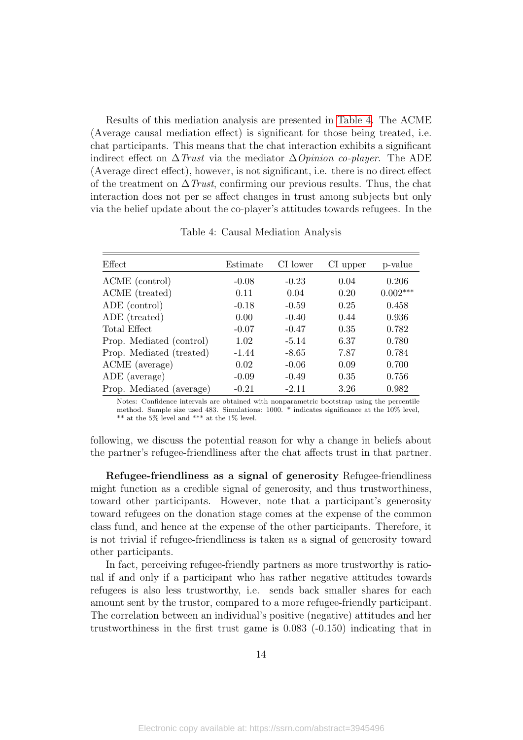Results of this mediation analysis are presented in Table 4. The ACME (Average causal mediation effect) is significant for those being treated, i.e. chat participants. This means that the chat interaction exhibits a significant indirect effect on $\Delta$*Trust* via the mediator $\Delta$*Opinion co-player*. The ADE (Average direct effect), however, is not significant, i.e. there is no direct effect of the treatment on $\Delta$*Trust*, confirming our previous results. Thus, the chat interaction does not per se affect changes in trust among subjects but only via the belief update about the co-player's attitudes towards refugees. In the following, we discuss the potential reason for why a change in beliefs about the partner's refugee-friendliness after the chat affects trust in that partner.

Table 4: Causal Mediation Analysis

| Effect | Estimate | CI lower | CI upper | p-value |
|---|---|---|---|---|
| ACME (control) | -0.08 | -0.23 | 0.04 | 0.206 |
| ACME (treated) | 0.11 | 0.04 | 0.20 | 0.002*** |
| ADE (control) | -0.18 | -0.59 | 0.25 | 0.458 |
| ADE (treated) | 0.00 | -0.40 | 0.44 | 0.936 |
| Total Effect | -0.07 | -0.47 | 0.35 | 0.782 |
| Prop. Mediated (control) | 1.02 | -5.14 | 6.37 | 0.780 |
| Prop. Mediated (treated) | -1.44 | -8.65 | 7.87 | 0.784 |
| ACME (average) | 0.02 | -0.06 | 0.09 | 0.700 |
| ADE (average) | -0.09 | -0.49 | 0.35 | 0.756 |
| Prop. Mediated (average) | -0.21 | -2.11 | 3.26 | 0.982 |

Notes: Confidence intervals are obtained with nonparametric bootstrap using the percentile method. Sample size used 483. Simulations: 1000. * indicates significance at the 10% level, ** at the 5% level and *** at the 1% level.

**Refugee-friendliness as a signal of generosity** Refugee-friendliness might function as a credible signal of generosity, and thus trustworthiness, toward other participants. However, note that a participant's generosity toward refugees on the donation stage comes at the expense of the common class fund, and hence at the expense of the other participants. Therefore, it is not trivial if refugee-friendliness is taken as a signal of generosity toward other participants.

In fact, perceiving refugee-friendly partners as more trustworthy is rational if and only if a participant who has rather negative attitudes towards refugees is also less trustworthy, i.e. sends back smaller shares for each amount sent by the trustor, compared to a more refugee-friendly participant. The correlation between an individual's positive (negative) attitudes and her trustworthiness in the first trust game is 0.083 (-0.150) indicating that in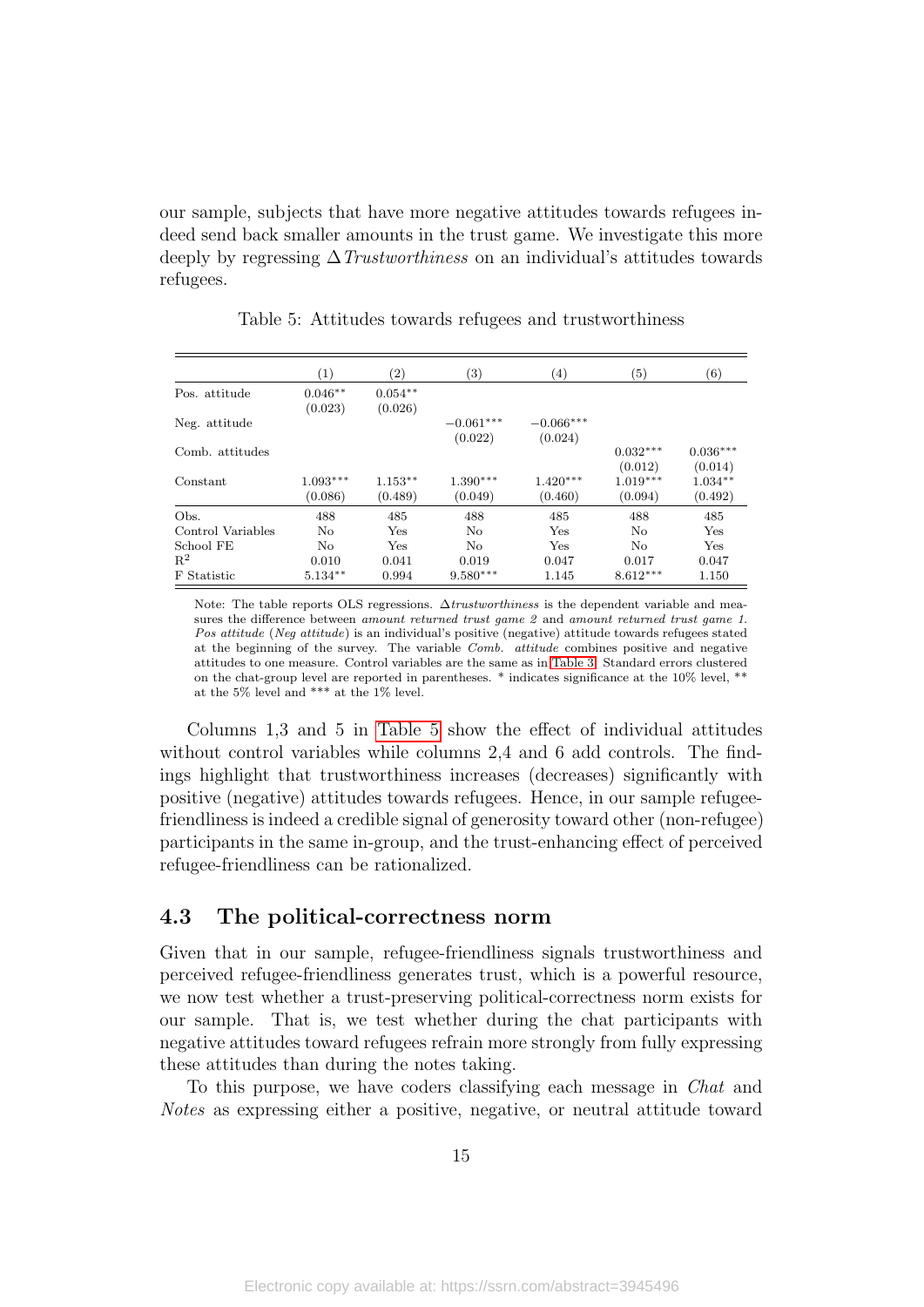our sample, subjects that have more negative attitudes towards refugees indeed send back smaller amounts in the trust game. We investigate this more deeply by regressing $\Delta$ *Trustworthiness* on an individual's attitudes towards refugees.

Table 5: Attitudes towards refugees and trustworthiness

| | (1) | (2) | (3) | (4) | (5) | (6) |
|---|---|---|---|---|---|---|
| Pos. attitude | 0.046** | 0.054** | | | | |
| | (0.023) | (0.026) | | | | |
| Neg. attitude | | | −0.061*** | −0.066*** | | |
| | | | (0.022) | (0.024) | | |
| Comb. attitudes | | | | | 0.032*** | 0.036*** |
| | | | | | (0.012) | (0.014) |
| Constant | 1.093*** | 1.153** | 1.390*** | 1.420*** | 1.019*** | 1.034** |
| | (0.086) | (0.489) | (0.049) | (0.460) | (0.094) | (0.492) |
| Obs. | 488 | 485 | 488 | 485 | 488 | 485 |
| Control Variables | No | Yes | No | Yes | No | Yes |
| School FE | No | Yes | No | Yes | No | Yes |
| $R^2$ | 0.010 | 0.041 | 0.019 | 0.047 | 0.017 | 0.047 |
| F Statistic | 5.134** | 0.994 | 9.580*** | 1.145 | 8.612*** | 1.150 |

Note: The table reports OLS regressions. $\Delta$*trustworthiness* is the dependent variable and measures the difference between *amount returned trust game 2* and *amount returned trust game 1*. *Pos attitude* (*Neg attitude*) is an individual's positive (negative) attitude towards refugees stated at the beginning of the survey. The variable *Comb. attitude* combines positive and negative attitudes to one measure. Control variables are the same as in Table 3. Standard errors clustered on the chat-group level are reported in parentheses. * indicates significance at the 10% level, ** at the 5% level and *** at the 1% level.

Columns 1,3 and 5 in Table 5 show the effect of individual attitudes without control variables while columns 2,4 and 6 add controls. The findings highlight that trustworthiness increases (decreases) significantly with positive (negative) attitudes towards refugees. Hence, in our sample refugee-friendliness is indeed a credible signal of generosity toward other (non-refugee) participants in the same in-group, and the trust-enhancing effect of perceived refugee-friendliness can be rationalized.

## 4.3 The political-correctness norm

Given that in our sample, refugee-friendliness signals trustworthiness and perceived refugee-friendliness generates trust, which is a powerful resource, we now test whether a trust-preserving political-correctness norm exists for our sample. That is, we test whether during the chat participants with negative attitudes toward refugees refrain more strongly from fully expressing these attitudes than during the notes taking.

To this purpose, we have coders classifying each message in *Chat* and *Notes* as expressing either a positive, negative, or neutral attitude toward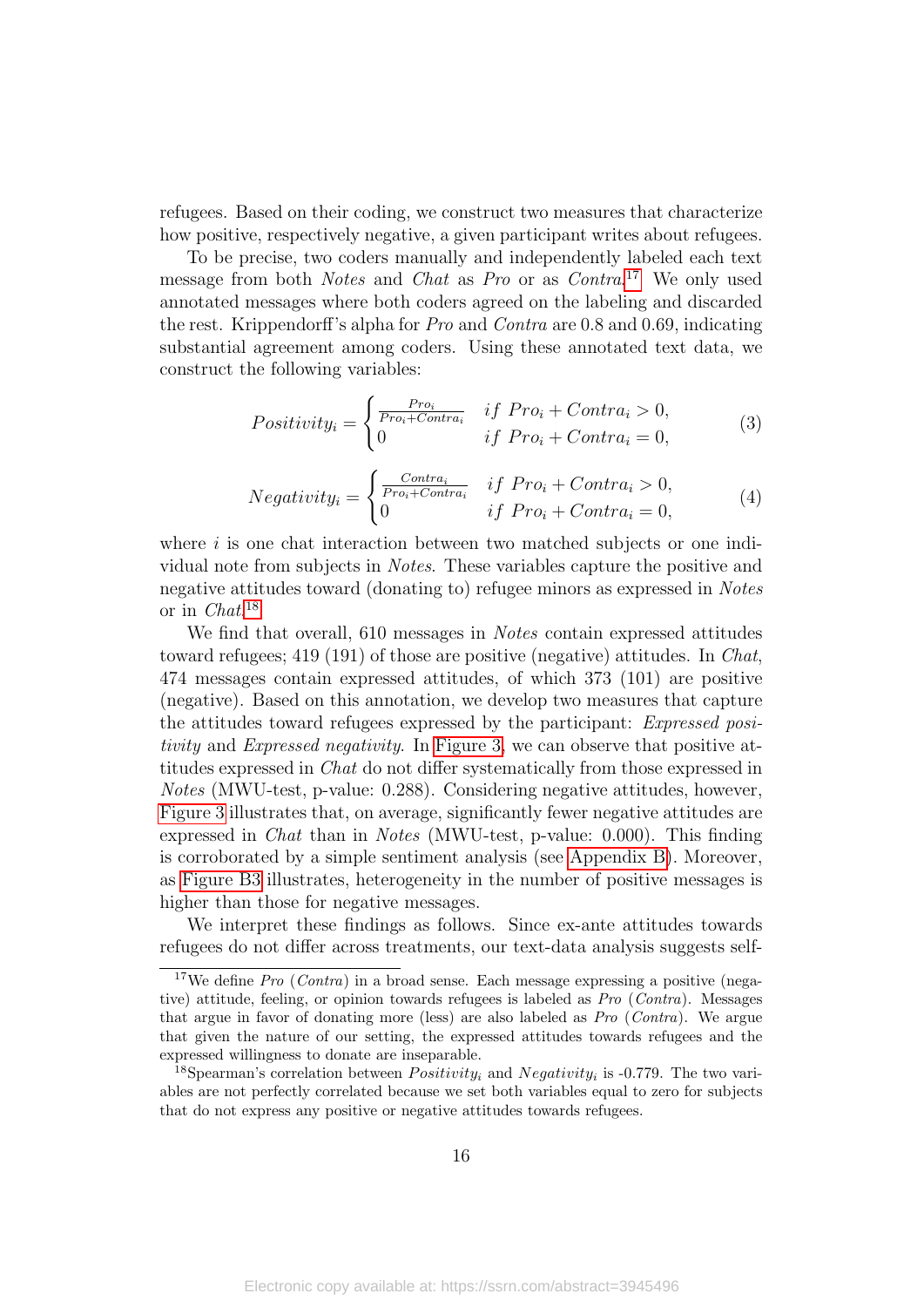refugees. Based on their coding, we construct two measures that characterize how positive, respectively negative, a given participant writes about refugees.

To be precise, two coders manually and independently labeled each text message from both *Notes* and *Chat* as *Pro* or as *Contra*.[17] We only used annotated messages where both coders agreed on the labeling and discarded the rest. Krippendorff's alpha for *Pro* and *Contra* are 0.8 and 0.69, indicating substantial agreement among coders. Using these annotated text data, we construct the following variables:

$$Positivity_i = \begin{cases} \frac{Pro_i}{Pro_i + Contra_i} & if\ Pro_i + Contra_i > 0, \\ 0 & if\ Pro_i + Contra_i = 0, \end{cases} \tag{3}$$

$$Negativity_i = \begin{cases} \frac{Contra_i}{Pro_i + Contra_i} & if\ Pro_i + Contra_i > 0, \\ 0 & if\ Pro_i + Contra_i = 0, \end{cases} \tag{4}$$

where $i$ is one chat interaction between two matched subjects or one individual note from subjects in *Notes*. These variables capture the positive and negative attitudes toward (donating to) refugee minors as expressed in *Notes* or in *Chat*.[18]

We find that overall, 610 messages in *Notes* contain expressed attitudes toward refugees; 419 (191) of those are positive (negative) attitudes. In *Chat*, 474 messages contain expressed attitudes, of which 373 (101) are positive (negative). Based on this annotation, we develop two measures that capture the attitudes toward refugees expressed by the participant: *Expressed positivity* and *Expressed negativity*. In Figure 3, we can observe that positive attitudes expressed in *Chat* do not differ systematically from those expressed in *Notes* (MWU-test, p-value: 0.288). Considering negative attitudes, however, Figure 3 illustrates that, on average, significantly fewer negative attitudes are expressed in *Chat* than in *Notes* (MWU-test, p-value: 0.000). This finding is corroborated by a simple sentiment analysis (see Appendix B). Moreover, as Figure B3 illustrates, heterogeneity in the number of positive messages is higher than those for negative messages.

We interpret these findings as follows. Since ex-ante attitudes towards refugees do not differ across treatments, our text-data analysis suggests self-

[17] We define *Pro* (*Contra*) in a broad sense. Each message expressing a positive (negative) attitude, feeling, or opinion towards refugees is labeled as *Pro* (*Contra*). Messages that argue in favor of donating more (less) are also labeled as *Pro* (*Contra*). We argue that given the nature of our setting, the expressed attitudes towards refugees and the expressed willingness to donate are inseparable.

[18] Spearman's correlation between $Positivity_i$ and $Negativity_i$ is -0.779. The two variables are not perfectly correlated because we set both variables equal to zero for subjects that do not express any positive or negative attitudes towards refugees.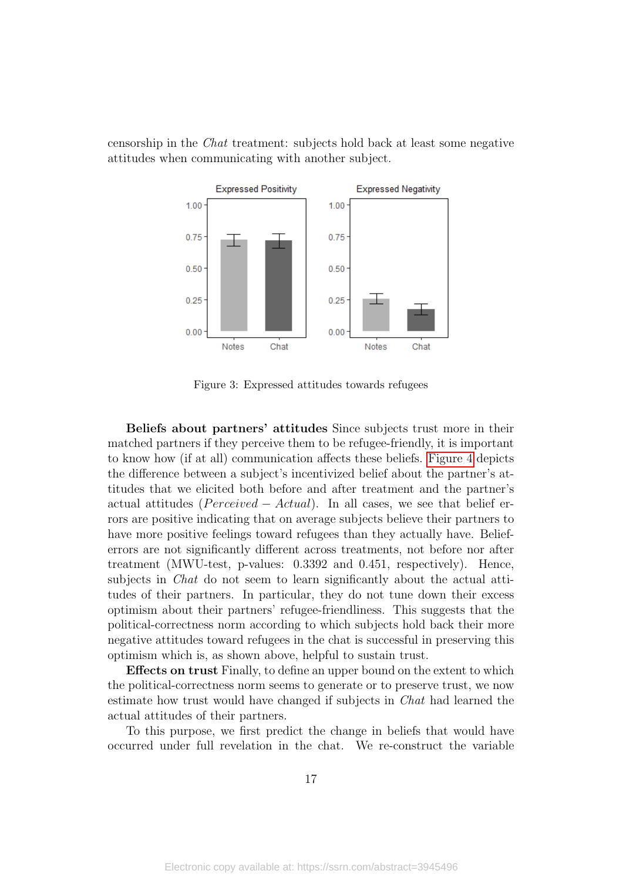censorship in the *Chat* treatment: subjects hold back at least some negative attitudes when communicating with another subject.

Figure 3: Expressed attitudes towards refugees

**Beliefs about partners' attitudes** Since subjects trust more in their matched partners if they perceive them to be refugee-friendly, it is important to know how (if at all) communication affects these beliefs. Figure 4 depicts the difference between a subject's incentivized belief about the partner's attitudes that we elicited both before and after treatment and the partner's actual attitudes ($Perceived - Actual$). In all cases, we see that belief errors are positive indicating that on average subjects believe their partners to have more positive feelings toward refugees than they actually have. Belief-errors are not significantly different across treatments, not before nor after treatment (MWU-test, p-values: 0.3392 and 0.451, respectively). Hence, subjects in *Chat* do not seem to learn significantly about the actual attitudes of their partners. In particular, they do not tune down their excess optimism about their partners' refugee-friendliness. This suggests that the political-correctness norm according to which subjects hold back their more negative attitudes toward refugees in the chat is successful in preserving this optimism which is, as shown above, helpful to sustain trust.

**Effects on trust** Finally, to define an upper bound on the extent to which the political-correctness norm seems to generate or to preserve trust, we now estimate how trust would have changed if subjects in *Chat* had learned the actual attitudes of their partners.

To this purpose, we first predict the change in beliefs that would have occurred under full revelation in the chat. We re-construct the variable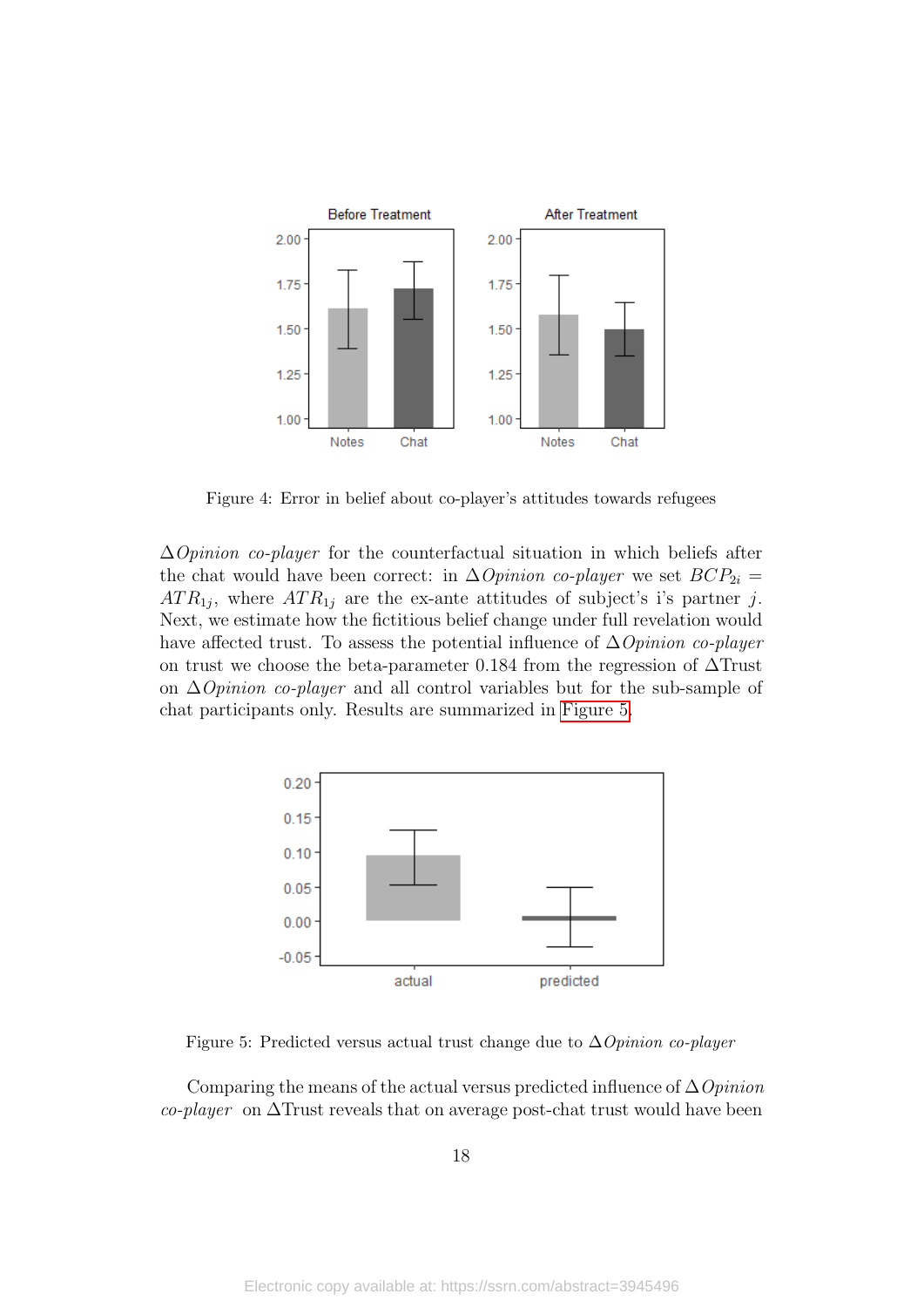Figure 4: Error in belief about co-player's attitudes towards refugees

$\Delta$*Opinion co-player* for the counterfactual situation in which beliefs after the chat would have been correct: in $\Delta$*Opinion co-player* we set $BCP_{2i} = ATR_{1j}$, where $ATR_{1j}$ are the ex-ante attitudes of subject's i's partner $j$. Next, we estimate how the fictitious belief change under full revelation would have affected trust. To assess the potential influence of $\Delta$*Opinion co-player* on trust we choose the beta-parameter 0.184 from the regression of $\Delta$Trust on $\Delta$*Opinion co-player* and all control variables but for the sub-sample of chat participants only. Results are summarized in Figure 5.

Figure 5: Predicted versus actual trust change due to $\Delta$*Opinion co-player*

Comparing the means of the actual versus predicted influence of $\Delta$*Opinion co-player* on $\Delta$Trust reveals that on average post-chat trust would have been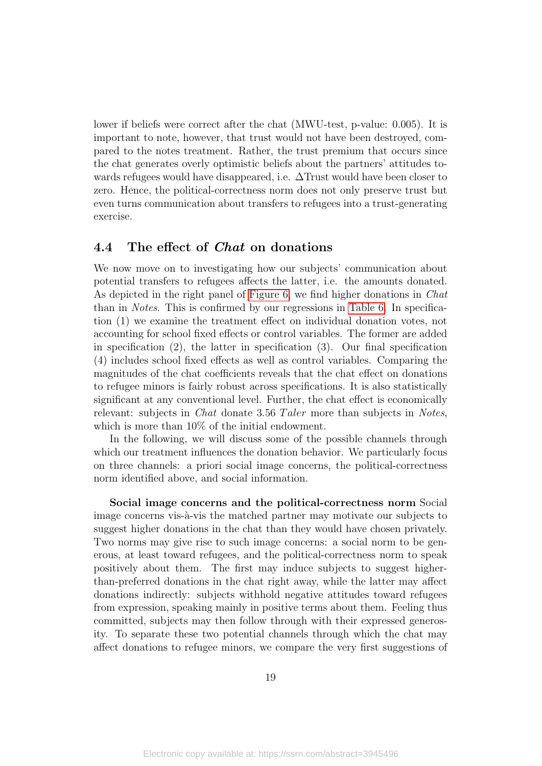lower if beliefs were correct after the chat (MWU-test, p-value: 0.005). It is important to note, however, that trust would not have been destroyed, compared to the notes treatment. Rather, the trust premium that occurs since the chat generates overly optimistic beliefs about the partners' attitudes towards refugees would have disappeared, i.e. $\Delta$Trust would have been closer to zero. Hence, the political-correctness norm does not only preserve trust but even turns communication about transfers to refugees into a trust-generating exercise.

### 4.4 The effect of *Chat* on donations

We now move on to investigating how our subjects' communication about potential transfers to refugees affects the latter, i.e. the amounts donated. As depicted in the right panel of Figure 6, we find higher donations in *Chat* than in *Notes*. This is confirmed by our regressions in Table 6. In specification (1) we examine the treatment effect on individual donation votes, not accounting for school fixed effects or control variables. The former are added in specification (2), the latter in specification (3). Our final specification (4) includes school fixed effects as well as control variables. Comparing the magnitudes of the chat coefficients reveals that the chat effect on donations to refugee minors is fairly robust across specifications. It is also statistically significant at any conventional level. Further, the chat effect is economically relevant: subjects in *Chat* donate 3.56 *Taler* more than subjects in *Notes*, which is more than 10% of the initial endowment.

In the following, we will discuss some of the possible channels through which our treatment influences the donation behavior. We particularly focus on three channels: a priori social image concerns, the political-correctness norm identified above, and social information.

**Social image concerns and the political-correctness norm** Social image concerns vis-à-vis the matched partner may motivate our subjects to suggest higher donations in the chat than they would have chosen privately. Two norms may give rise to such image concerns: a social norm to be generous, at least toward refugees, and the political-correctness norm to speak positively about them. The first may induce subjects to suggest higher-than-preferred donations in the chat right away, while the latter may affect donations indirectly: subjects withhold negative attitudes toward refugees from expression, speaking mainly in positive terms about them. Feeling thus committed, subjects may then follow through with their expressed generosity. To separate these two potential channels through which the chat may affect donations to refugee minors, we compare the very first suggestions of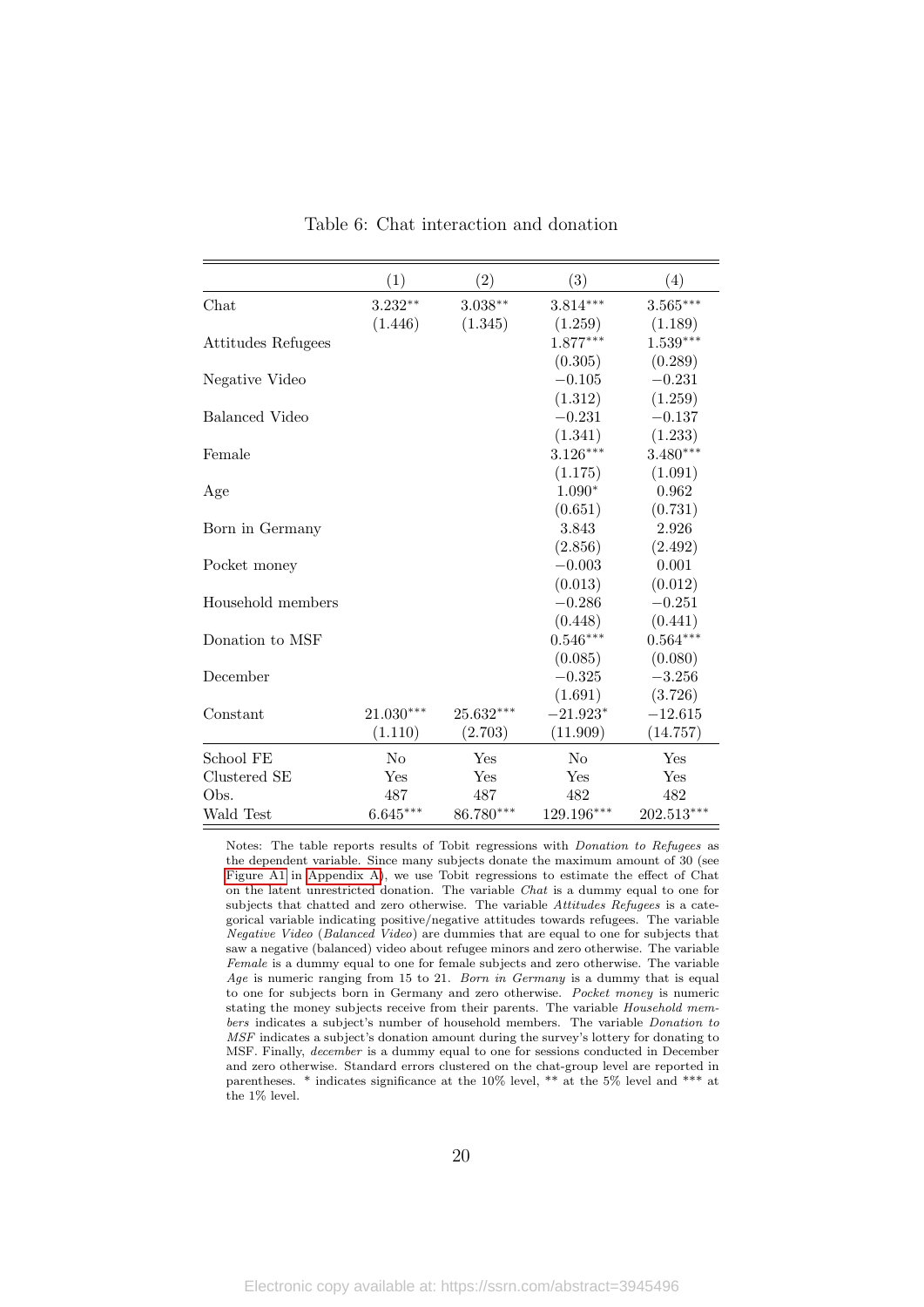Table 6: Chat interaction and donation

| | (1) | (2) | (3) | (4) |
|---|---|---|---|---|
| Chat | $3.232^{**}$ | $3.038^{**}$ | $3.814^{***}$ | $3.565^{***}$ |
| | (1.446) | (1.345) | (1.259) | (1.189) |
| Attitudes Refugees | | | $1.877^{***}$ | $1.539^{***}$ |
| | | | (0.305) | (0.289) |
| Negative Video | | | $-0.105$ | $-0.231$ |
| | | | (1.312) | (1.259) |
| Balanced Video | | | $-0.231$ | $-0.137$ |
| | | | (1.341) | (1.233) |
| Female | | | $3.126^{***}$ | $3.480^{***}$ |
| | | | (1.175) | (1.091) |
| Age | | | $1.090^{*}$ | 0.962 |
| | | | (0.651) | (0.731) |
| Born in Germany | | | 3.843 | 2.926 |
| | | | (2.856) | (2.492) |
| Pocket money | | | $-0.003$ | 0.001 |
| | | | (0.013) | (0.012) |
| Household members | | | $-0.286$ | $-0.251$ |
| | | | (0.448) | (0.441) |
| Donation to MSF | | | $0.546^{***}$ | $0.564^{***}$ |
| | | | (0.085) | (0.080) |
| December | | | $-0.325$ | $-3.256$ |
| | | | (1.691) | (3.726) |
| Constant | $21.030^{***}$ | $25.632^{***}$ | $-21.923^{*}$ | $-12.615$ |
| | (1.110) | (2.703) | (11.909) | (14.757) |
| School FE | No | Yes | No | Yes |
| Clustered SE | Yes | Yes | Yes | Yes |
| Obs. | 487 | 487 | 482 | 482 |
| Wald Test | $6.645^{***}$ | $86.780^{***}$ | $129.196^{***}$ | $202.513^{***}$ |

Notes: The table reports results of Tobit regressions with *Donation to Refugees* as the dependent variable. Since many subjects donate the maximum amount of 30 (see Figure A1 in Appendix A), we use Tobit regressions to estimate the effect of Chat on the latent unrestricted donation. The variable *Chat* is a dummy equal to one for subjects that chatted and zero otherwise. The variable *Attitudes Refugees* is a categorical variable indicating positive/negative attitudes towards refugees. The variable *Negative Video* (*Balanced Video*) are dummies that are equal to one for subjects that saw a negative (balanced) video about refugee minors and zero otherwise. The variable *Female* is a dummy equal to one for female subjects and zero otherwise. The variable *Age* is numeric ranging from 15 to 21. *Born in Germany* is a dummy that is equal to one for subjects born in Germany and zero otherwise. *Pocket money* is numeric stating the money subjects receive from their parents. The variable *Household members* indicates a subject's number of household members. The variable *Donation to MSF* indicates a subject's donation amount during the survey's lottery for donating to MSF. Finally, *december* is a dummy equal to one for sessions conducted in December and zero otherwise. Standard errors clustered on the chat-group level are reported in parentheses. * indicates significance at the 10% level, ** at the 5% level and *** at the 1% level.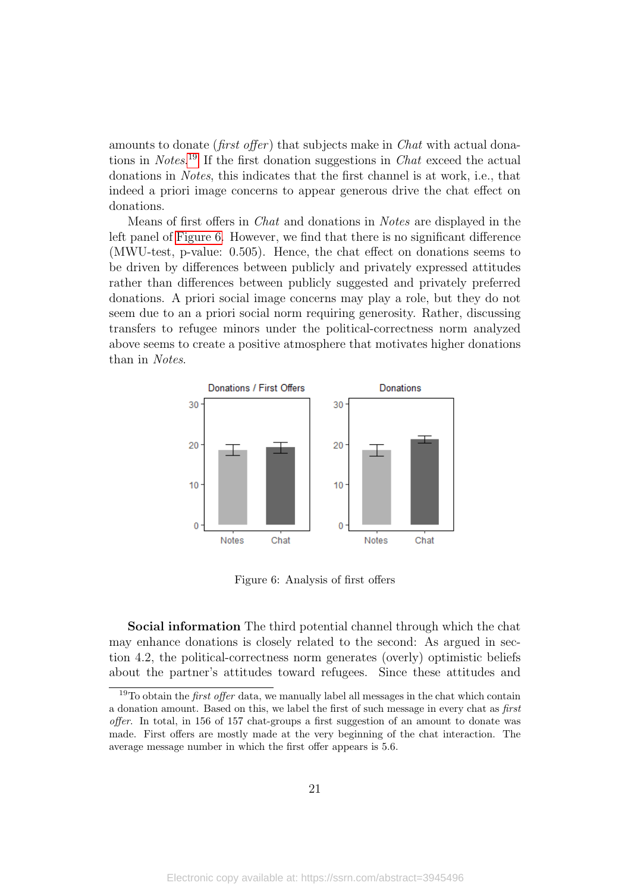amounts to donate (*first offer*) that subjects make in *Chat* with actual donations in *Notes*.[19] If the first donation suggestions in *Chat* exceed the actual donations in *Notes*, this indicates that the first channel is at work, i.e., that indeed a priori image concerns to appear generous drive the chat effect on donations.

Means of first offers in *Chat* and donations in *Notes* are displayed in the left panel of Figure 6. However, we find that there is no significant difference (MWU-test, p-value: 0.505). Hence, the chat effect on donations seems to be driven by differences between publicly and privately expressed attitudes rather than differences between publicly suggested and privately preferred donations. A priori social image concerns may play a role, but they do not seem due to an a priori social norm requiring generosity. Rather, discussing transfers to refugee minors under the political-correctness norm analyzed above seems to create a positive atmosphere that motivates higher donations than in *Notes*.

Figure 6: Analysis of first offers

**Social information** The third potential channel through which the chat may enhance donations is closely related to the second: As argued in section 4.2, the political-correctness norm generates (overly) optimistic beliefs about the partner's attitudes toward refugees. Since these attitudes and

[19] To obtain the *first offer* data, we manually label all messages in the chat which contain a donation amount. Based on this, we label the first of such message in every chat as *first offer*. In total, in 156 of 157 chat-groups a first suggestion of an amount to donate was made. First offers are mostly made at the very beginning of the chat interaction. The average message number in which the first offer appears is 5.6.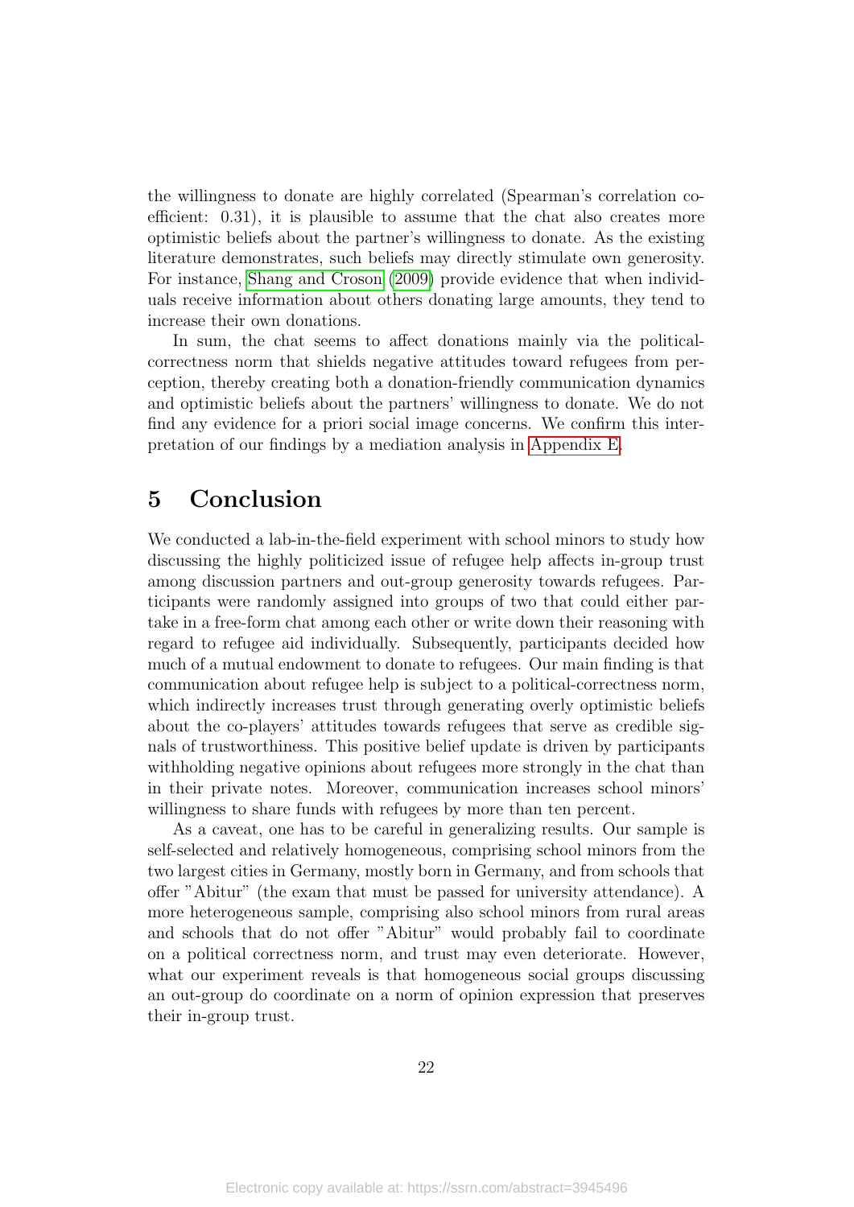the willingness to donate are highly correlated (Spearman's correlation coefficient: 0.31), it is plausible to assume that the chat also creates more optimistic beliefs about the partner's willingness to donate. As the existing literature demonstrates, such beliefs may directly stimulate own generosity. For instance, Shang and Croson (2009) provide evidence that when individuals receive information about others donating large amounts, they tend to increase their own donations.

In sum, the chat seems to affect donations mainly via the political-correctness norm that shields negative attitudes toward refugees from perception, thereby creating both a donation-friendly communication dynamics and optimistic beliefs about the partners' willingness to donate. We do not find any evidence for a priori social image concerns. We confirm this interpretation of our findings by a mediation analysis in Appendix E.

# 5 Conclusion

We conducted a lab-in-the-field experiment with school minors to study how discussing the highly politicized issue of refugee help affects in-group trust among discussion partners and out-group generosity towards refugees. Participants were randomly assigned into groups of two that could either partake in a free-form chat among each other or write down their reasoning with regard to refugee aid individually. Subsequently, participants decided how much of a mutual endowment to donate to refugees. Our main finding is that communication about refugee help is subject to a political-correctness norm, which indirectly increases trust through generating overly optimistic beliefs about the co-players' attitudes towards refugees that serve as credible signals of trustworthiness. This positive belief update is driven by participants withholding negative opinions about refugees more strongly in the chat than in their private notes. Moreover, communication increases school minors' willingness to share funds with refugees by more than ten percent.

As a caveat, one has to be careful in generalizing results. Our sample is self-selected and relatively homogeneous, comprising school minors from the two largest cities in Germany, mostly born in Germany, and from schools that offer "Abitur" (the exam that must be passed for university attendance). A more heterogeneous sample, comprising also school minors from rural areas and schools that do not offer "Abitur" would probably fail to coordinate on a political correctness norm, and trust may even deteriorate. However, what our experiment reveals is that homogeneous social groups discussing an out-group do coordinate on a norm of opinion expression that preserves their in-group trust.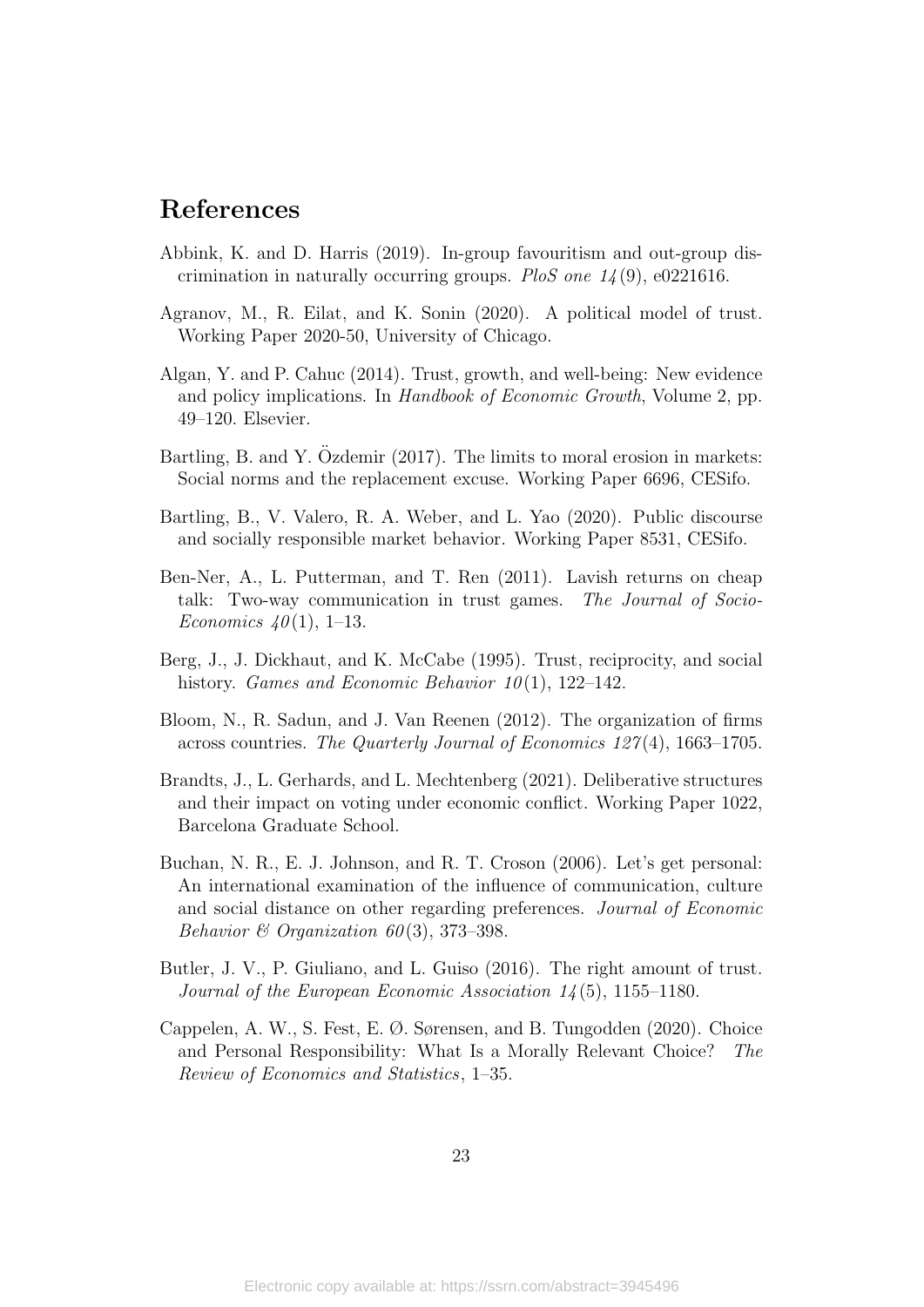# References

Abbink, K. and D. Harris (2019). In-group favouritism and out-group discrimination in naturally occurring groups. *PloS one 14*(9), e0221616.

Agranov, M., R. Eilat, and K. Sonin (2020). A political model of trust. Working Paper 2020-50, University of Chicago.

Algan, Y. and P. Cahuc (2014). Trust, growth, and well-being: New evidence and policy implications. In *Handbook of Economic Growth*, Volume 2, pp. 49–120. Elsevier.

Bartling, B. and Y. Özdemir (2017). The limits to moral erosion in markets: Social norms and the replacement excuse. Working Paper 6696, CESifo.

Bartling, B., V. Valero, R. A. Weber, and L. Yao (2020). Public discourse and socially responsible market behavior. Working Paper 8531, CESifo.

Ben-Ner, A., L. Putterman, and T. Ren (2011). Lavish returns on cheap talk: Two-way communication in trust games. *The Journal of Socio-Economics 40*(1), 1–13.

Berg, J., J. Dickhaut, and K. McCabe (1995). Trust, reciprocity, and social history. *Games and Economic Behavior 10*(1), 122–142.

Bloom, N., R. Sadun, and J. Van Reenen (2012). The organization of firms across countries. *The Quarterly Journal of Economics 127*(4), 1663–1705.

Brandts, J., L. Gerhards, and L. Mechtenberg (2021). Deliberative structures and their impact on voting under economic conflict. Working Paper 1022, Barcelona Graduate School.

Buchan, N. R., E. J. Johnson, and R. T. Croson (2006). Let's get personal: An international examination of the influence of communication, culture and social distance on other regarding preferences. *Journal of Economic Behavior & Organization 60*(3), 373–398.

Butler, J. V., P. Giuliano, and L. Guiso (2016). The right amount of trust. *Journal of the European Economic Association 14*(5), 1155–1180.

Cappelen, A. W., S. Fest, E. Ø. Sørensen, and B. Tungodden (2020). Choice and Personal Responsibility: What Is a Morally Relevant Choice? *The Review of Economics and Statistics*, 1–35.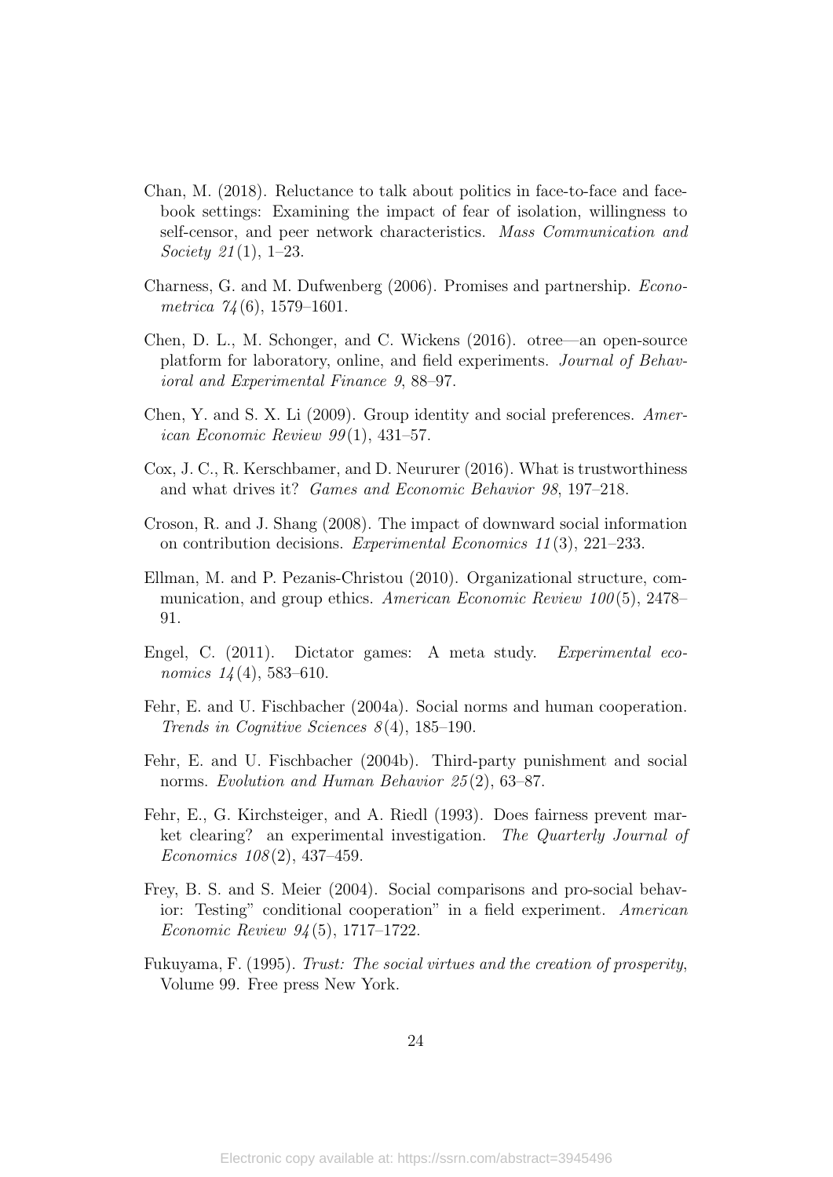Chan, M. (2018). Reluctance to talk about politics in face-to-face and facebook settings: Examining the impact of fear of isolation, willingness to self-censor, and peer network characteristics. *Mass Communication and Society 21*(1), 1–23.

Charness, G. and M. Dufwenberg (2006). Promises and partnership. *Econometrica 74*(6), 1579–1601.

Chen, D. L., M. Schonger, and C. Wickens (2016). otree—an open-source platform for laboratory, online, and field experiments. *Journal of Behavioral and Experimental Finance 9*, 88–97.

Chen, Y. and S. X. Li (2009). Group identity and social preferences. *American Economic Review 99*(1), 431–57.

Cox, J. C., R. Kerschbamer, and D. Neururer (2016). What is trustworthiness and what drives it? *Games and Economic Behavior 98*, 197–218.

Croson, R. and J. Shang (2008). The impact of downward social information on contribution decisions. *Experimental Economics 11*(3), 221–233.

Ellman, M. and P. Pezanis-Christou (2010). Organizational structure, communication, and group ethics. *American Economic Review 100*(5), 2478–91.

Engel, C. (2011). Dictator games: A meta study. *Experimental economics 14*(4), 583–610.

Fehr, E. and U. Fischbacher (2004a). Social norms and human cooperation. *Trends in Cognitive Sciences 8*(4), 185–190.

Fehr, E. and U. Fischbacher (2004b). Third-party punishment and social norms. *Evolution and Human Behavior 25*(2), 63–87.

Fehr, E., G. Kirchsteiger, and A. Riedl (1993). Does fairness prevent market clearing? an experimental investigation. *The Quarterly Journal of Economics 108*(2), 437–459.

Frey, B. S. and S. Meier (2004). Social comparisons and pro-social behavior: Testing" conditional cooperation" in a field experiment. *American Economic Review 94*(5), 1717–1722.

Fukuyama, F. (1995). *Trust: The social virtues and the creation of prosperity*, Volume 99. Free press New York.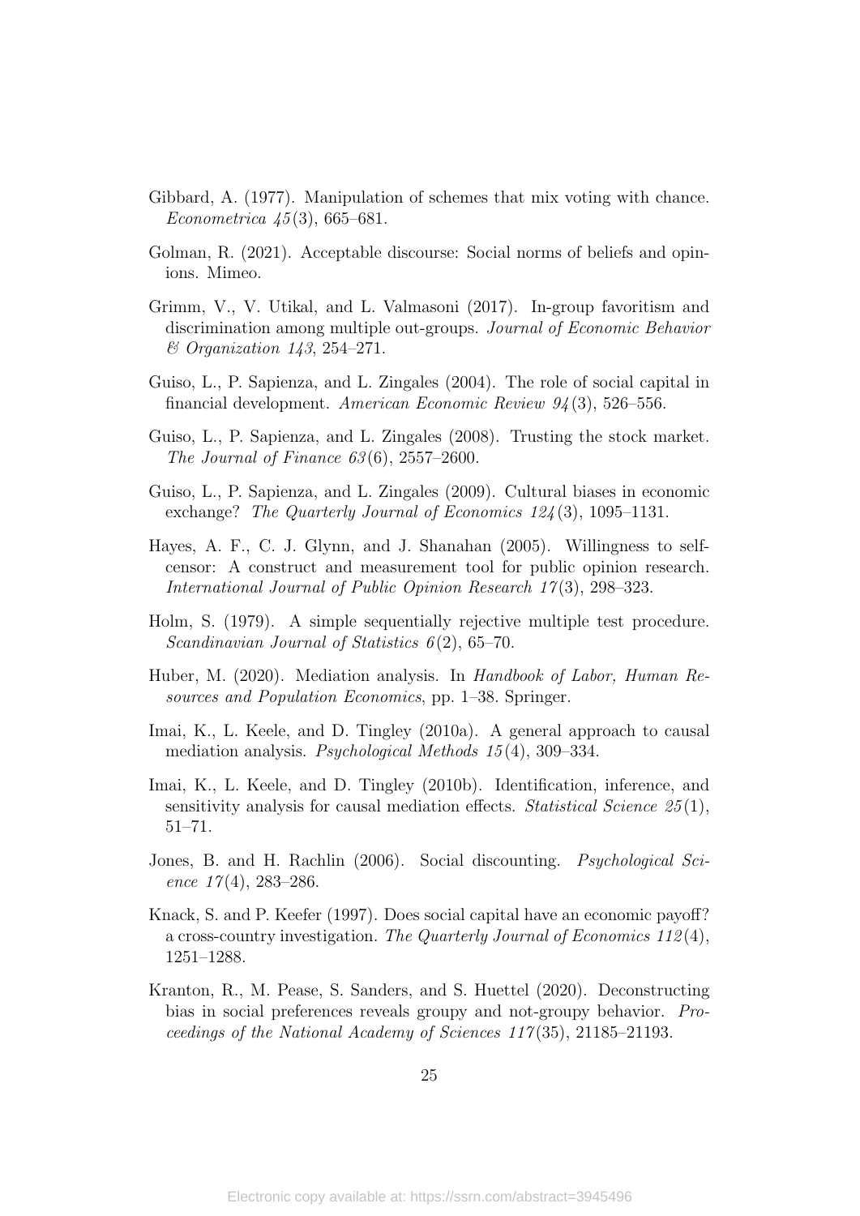Gibbard, A. (1977). Manipulation of schemes that mix voting with chance. *Econometrica 45*(3), 665–681.

Golman, R. (2021). Acceptable discourse: Social norms of beliefs and opinions. Mimeo.

Grimm, V., V. Utikal, and L. Valmasoni (2017). In-group favoritism and discrimination among multiple out-groups. *Journal of Economic Behavior & Organization 143*, 254–271.

Guiso, L., P. Sapienza, and L. Zingales (2004). The role of social capital in financial development. *American Economic Review 94*(3), 526–556.

Guiso, L., P. Sapienza, and L. Zingales (2008). Trusting the stock market. *The Journal of Finance 63*(6), 2557–2600.

Guiso, L., P. Sapienza, and L. Zingales (2009). Cultural biases in economic exchange? *The Quarterly Journal of Economics 124*(3), 1095–1131.

Hayes, A. F., C. J. Glynn, and J. Shanahan (2005). Willingness to self-censor: A construct and measurement tool for public opinion research. *International Journal of Public Opinion Research 17*(3), 298–323.

Holm, S. (1979). A simple sequentially rejective multiple test procedure. *Scandinavian Journal of Statistics 6*(2), 65–70.

Huber, M. (2020). Mediation analysis. In *Handbook of Labor, Human Resources and Population Economics*, pp. 1–38. Springer.

Imai, K., L. Keele, and D. Tingley (2010a). A general approach to causal mediation analysis. *Psychological Methods 15*(4), 309–334.

Imai, K., L. Keele, and D. Tingley (2010b). Identification, inference, and sensitivity analysis for causal mediation effects. *Statistical Science 25*(1), 51–71.

Jones, B. and H. Rachlin (2006). Social discounting. *Psychological Science 17*(4), 283–286.

Knack, S. and P. Keefer (1997). Does social capital have an economic payoff? a cross-country investigation. *The Quarterly Journal of Economics 112*(4), 1251–1288.

Kranton, R., M. Pease, S. Sanders, and S. Huettel (2020). Deconstructing bias in social preferences reveals groupy and not-groupy behavior. *Proceedings of the National Academy of Sciences 117*(35), 21185–21193.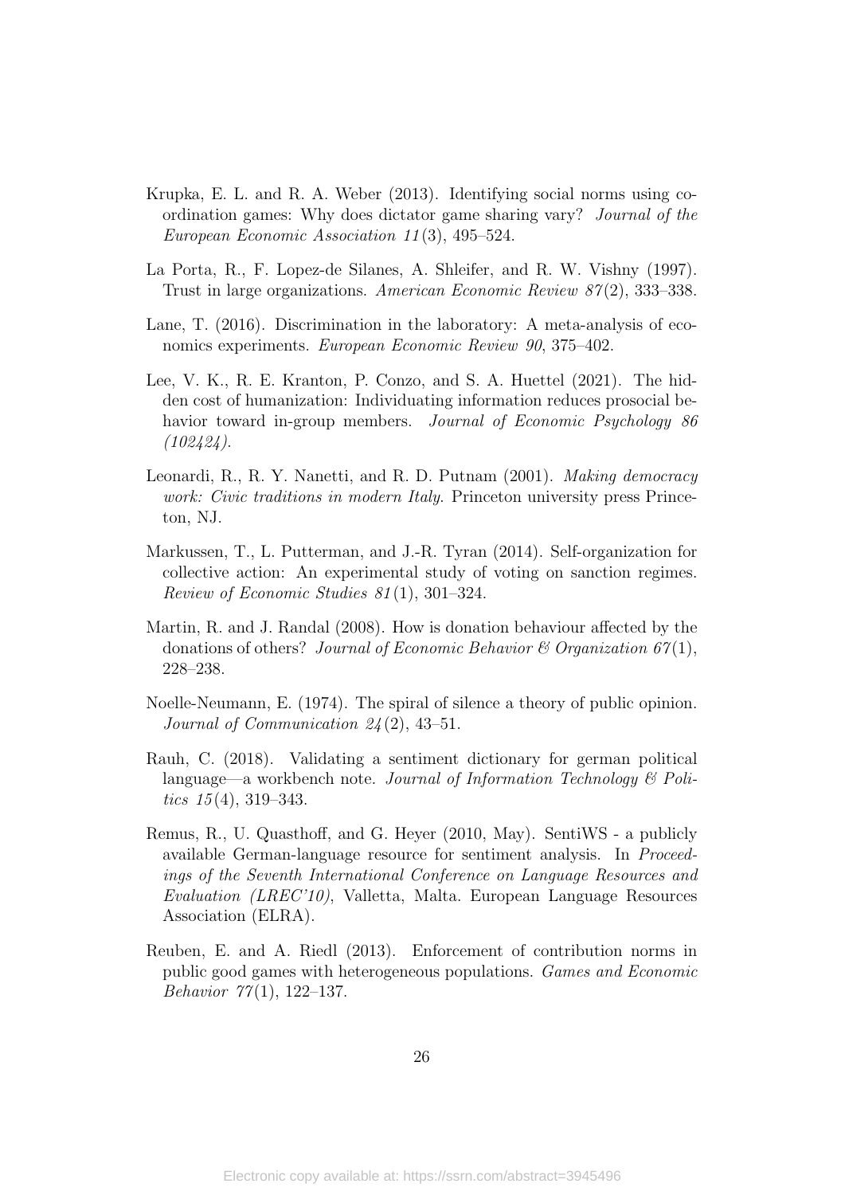Krupka, E. L. and R. A. Weber (2013). Identifying social norms using coordination games: Why does dictator game sharing vary? *Journal of the European Economic Association 11*(3), 495–524.

La Porta, R., F. Lopez-de Silanes, A. Shleifer, and R. W. Vishny (1997). Trust in large organizations. *American Economic Review 87*(2), 333–338.

Lane, T. (2016). Discrimination in the laboratory: A meta-analysis of economics experiments. *European Economic Review 90*, 375–402.

Lee, V. K., R. E. Kranton, P. Conzo, and S. A. Huettel (2021). The hidden cost of humanization: Individuating information reduces prosocial behavior toward in-group members. *Journal of Economic Psychology 86 (102424)*.

Leonardi, R., R. Y. Nanetti, and R. D. Putnam (2001). *Making democracy work: Civic traditions in modern Italy*. Princeton university press Princeton, NJ.

Markussen, T., L. Putterman, and J.-R. Tyran (2014). Self-organization for collective action: An experimental study of voting on sanction regimes. *Review of Economic Studies 81*(1), 301–324.

Martin, R. and J. Randal (2008). How is donation behaviour affected by the donations of others? *Journal of Economic Behavior & Organization 67*(1), 228–238.

Noelle-Neumann, E. (1974). The spiral of silence a theory of public opinion. *Journal of Communication 24*(2), 43–51.

Rauh, C. (2018). Validating a sentiment dictionary for german political language—a workbench note. *Journal of Information Technology & Politics 15*(4), 319–343.

Remus, R., U. Quasthoff, and G. Heyer (2010, May). SentiWS - a publicly available German-language resource for sentiment analysis. In *Proceedings of the Seventh International Conference on Language Resources and Evaluation (LREC'10)*, Valletta, Malta. European Language Resources Association (ELRA).

Reuben, E. and A. Riedl (2013). Enforcement of contribution norms in public good games with heterogeneous populations. *Games and Economic Behavior 77*(1), 122–137.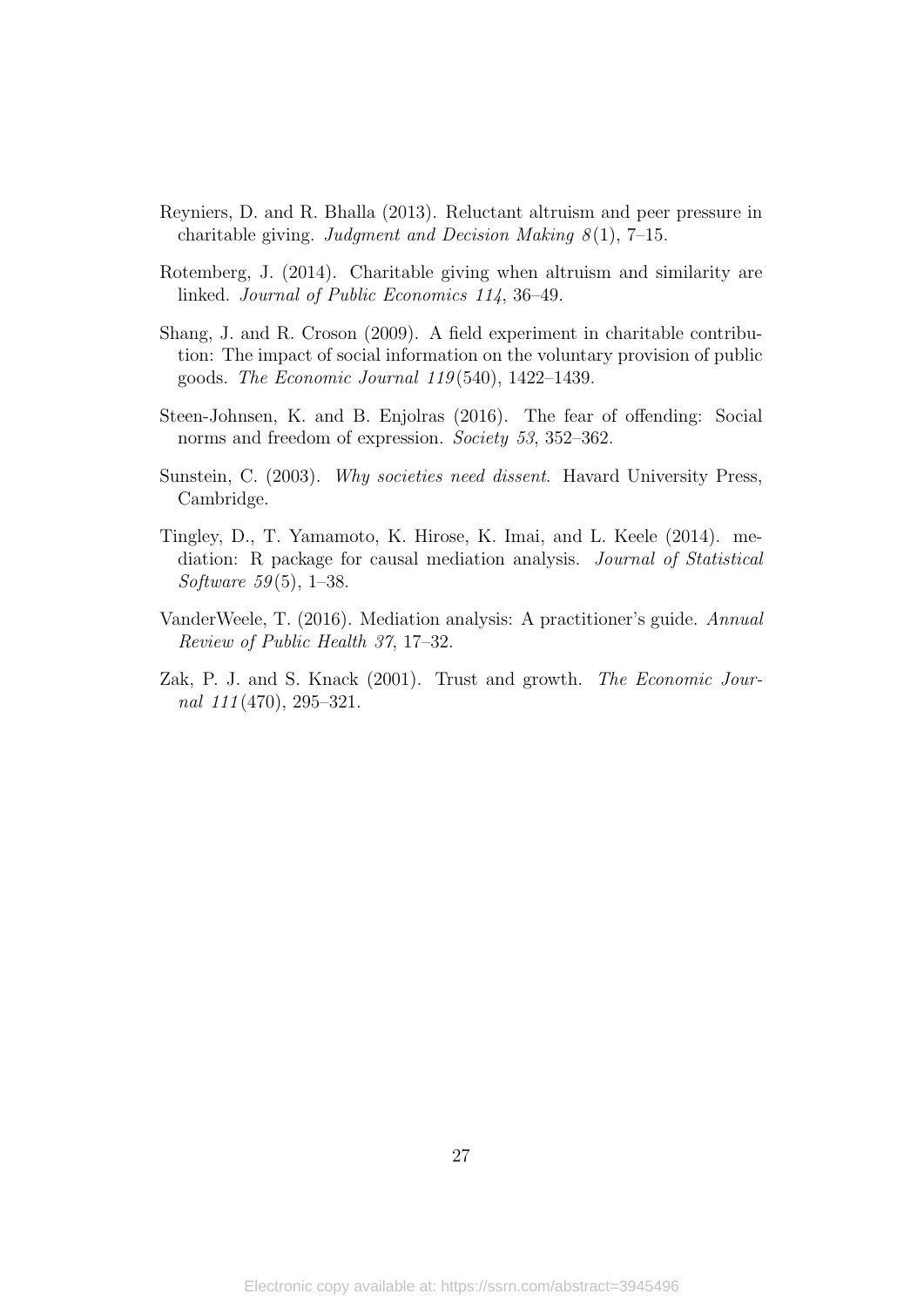Reyniers, D. and R. Bhalla (2013). Reluctant altruism and peer pressure in charitable giving. *Judgment and Decision Making 8*(1), 7–15.

Rotemberg, J. (2014). Charitable giving when altruism and similarity are linked. *Journal of Public Economics 114*, 36–49.

Shang, J. and R. Croson (2009). A field experiment in charitable contribution: The impact of social information on the voluntary provision of public goods. *The Economic Journal 119*(540), 1422–1439.

Steen-Johnsen, K. and B. Enjolras (2016). The fear of offending: Social norms and freedom of expression. *Society 53*, 352–362.

Sunstein, C. (2003). *Why societies need dissent*. Havard University Press, Cambridge.

Tingley, D., T. Yamamoto, K. Hirose, K. Imai, and L. Keele (2014). mediation: R package for causal mediation analysis. *Journal of Statistical Software 59*(5), 1–38.

VanderWeele, T. (2016). Mediation analysis: A practitioner's guide. *Annual Review of Public Health 37*, 17–32.

Zak, P. J. and S. Knack (2001). Trust and growth. *The Economic Journal 111*(470), 295–321.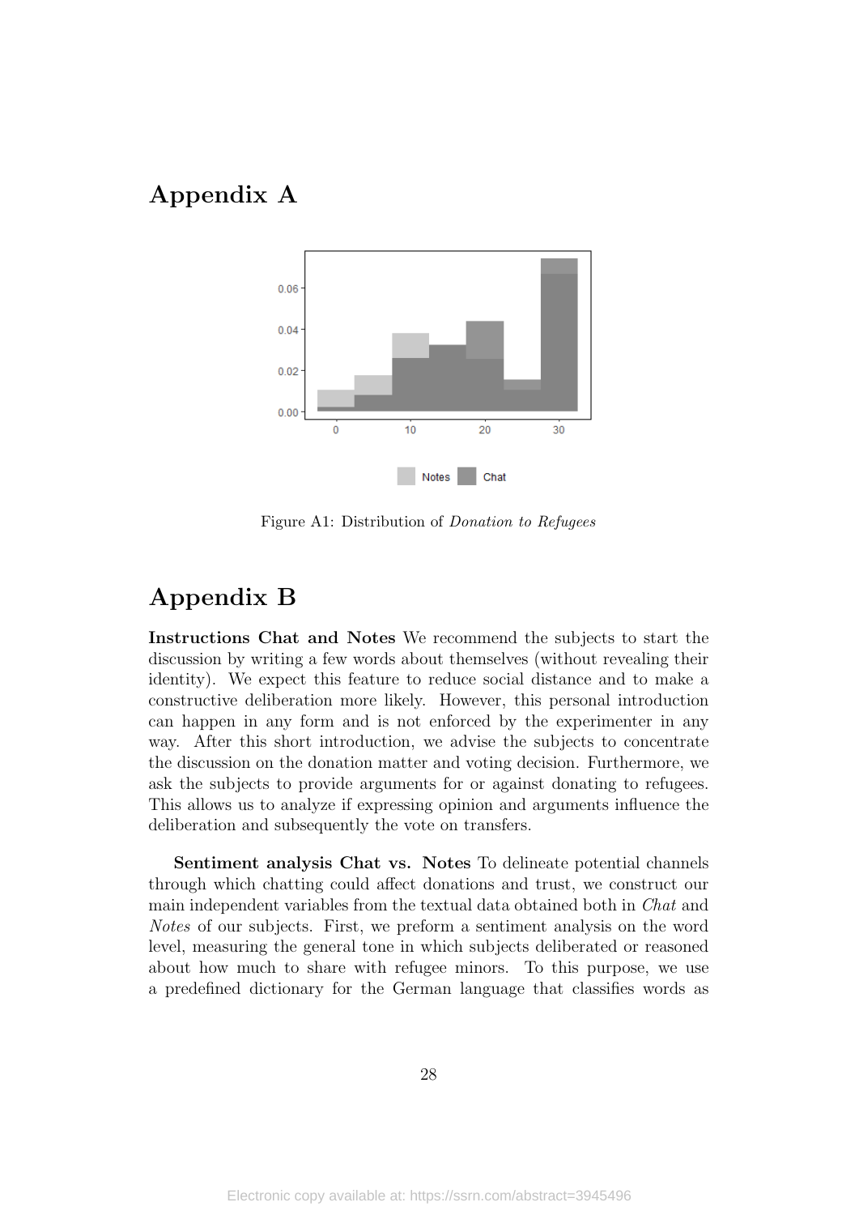# Appendix A

Figure A1: Distribution of *Donation to Refugees*

# Appendix B

**Instructions Chat and Notes** We recommend the subjects to start the discussion by writing a few words about themselves (without revealing their identity). We expect this feature to reduce social distance and to make a constructive deliberation more likely. However, this personal introduction can happen in any form and is not enforced by the experimenter in any way. After this short introduction, we advise the subjects to concentrate the discussion on the donation matter and voting decision. Furthermore, we ask the subjects to provide arguments for or against donating to refugees. This allows us to analyze if expressing opinion and arguments influence the deliberation and subsequently the vote on transfers.

**Sentiment analysis Chat vs. Notes** To delineate potential channels through which chatting could affect donations and trust, we construct our main independent variables from the textual data obtained both in *Chat* and *Notes* of our subjects. First, we preform a sentiment analysis on the word level, measuring the general tone in which subjects deliberated or reasoned about how much to share with refugee minors. To this purpose, we use a predefined dictionary for the German language that classifies words as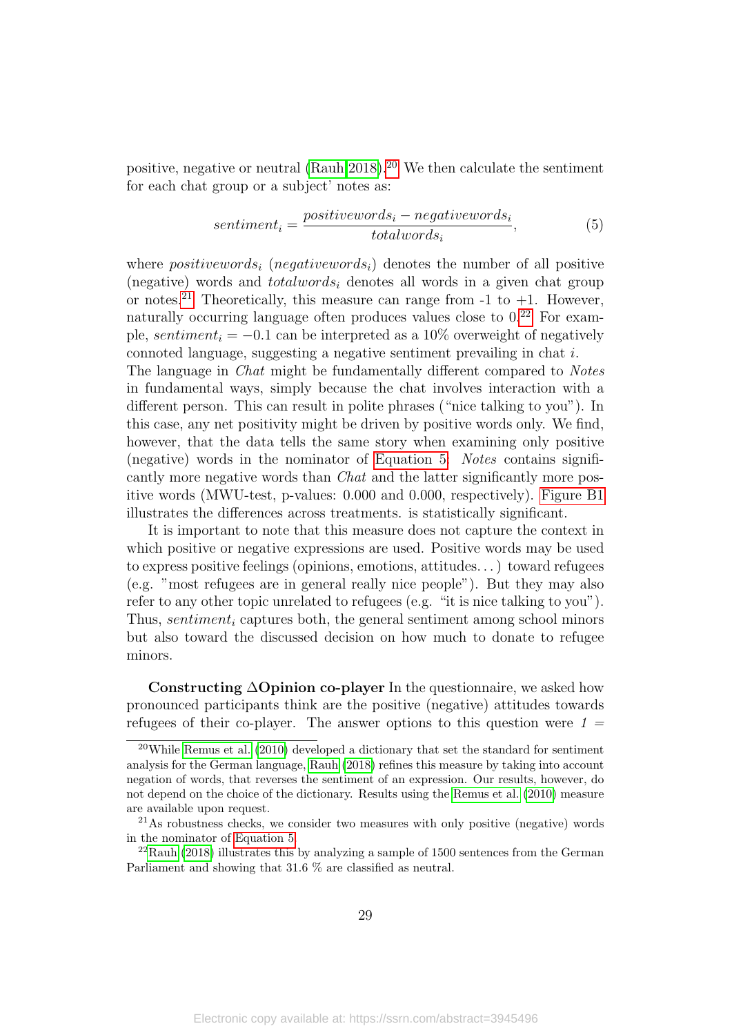positive, negative or neutral (Rauh 2018).[20] We then calculate the sentiment for each chat group or a subject' notes as:

$$sentiment_i = \frac{positivewords_i - negativewords_i}{totalwords_i}, \tag{5}$$

where $positivewords_i$ ($negativewords_i$) denotes the number of all positive (negative) words and $totalwords_i$ denotes all words in a given chat group or notes.[21] Theoretically, this measure can range from -1 to +1. However, naturally occurring language often produces values close to 0.[22] For example, $sentiment_i = -0.1$ can be interpreted as a 10% overweight of negatively connoted language, suggesting a negative sentiment prevailing in chat $i$.
The language in *Chat* might be fundamentally different compared to *Notes* in fundamental ways, simply because the chat involves interaction with a different person. This can result in polite phrases ("nice talking to you"). In this case, any net positivity might be driven by positive words only. We find, however, that the data tells the same story when examining only positive (negative) words in the nominator of Equation 5: *Notes* contains significantly more negative words than *Chat* and the latter significantly more positive words (MWU-test, p-values: 0.000 and 0.000, respectively). Figure B1 illustrates the differences across treatments. is statistically significant.

It is important to note that this measure does not capture the context in which positive or negative expressions are used. Positive words may be used to express positive feelings (opinions, emotions, attitudes. . . ) toward refugees (e.g. "most refugees are in general really nice people"). But they may also refer to any other topic unrelated to refugees (e.g. "it is nice talking to you"). Thus, $sentiment_i$ captures both, the general sentiment among school minors but also toward the discussed decision on how much to donate to refugee minors.

**Constructing ΔOpinion co-player** In the questionnaire, we asked how pronounced participants think are the positive (negative) attitudes towards refugees of their co-player. The answer options to this question were *1* =

---

[20] While Remus et al. (2010) developed a dictionary that set the standard for sentiment analysis for the German language, Rauh (2018) refines this measure by taking into account negation of words, that reverses the sentiment of an expression. Our results, however, do not depend on the choice of the dictionary. Results using the Remus et al. (2010) measure are available upon request.

[21] As robustness checks, we consider two measures with only positive (negative) words in the nominator of Equation 5.

[22] Rauh (2018) illustrates this by analyzing a sample of 1500 sentences from the German Parliament and showing that 31.6 % are classified as neutral.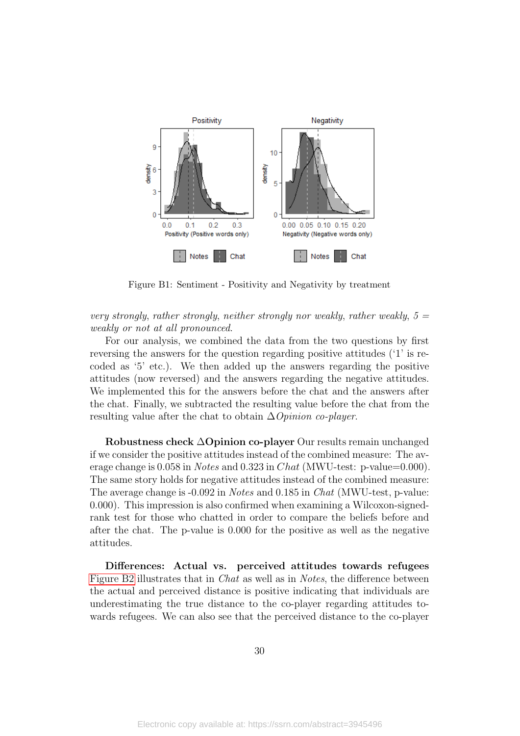Figure B1: Sentiment - Positivity and Negativity by treatment

*very strongly, rather strongly, neither strongly nor weakly, rather weakly, 5 = weakly or not at all pronounced.*

For our analysis, we combined the data from the two questions by first reversing the answers for the question regarding positive attitudes ('1' is recoded as '5' etc.). We then added up the answers regarding the positive attitudes (now reversed) and the answers regarding the negative attitudes. We implemented this for the answers before the chat and the answers after the chat. Finally, we subtracted the resulting value before the chat from the resulting value after the chat to obtain $\Delta$*Opinion co-player*.

**Robustness check $\Delta$Opinion co-player** Our results remain unchanged if we consider the positive attitudes instead of the combined measure: The average change is 0.058 in *Notes* and 0.323 in *Chat* (MWU-test: p-value=0.000). The same story holds for negative attitudes instead of the combined measure: The average change is -0.092 in *Notes* and 0.185 in *Chat* (MWU-test, p-value: 0.000). This impression is also confirmed when examining a Wilcoxon-signed-rank test for those who chatted in order to compare the beliefs before and after the chat. The p-value is 0.000 for the positive as well as the negative attitudes.

**Differences: Actual vs. perceived attitudes towards refugees** Figure B2 illustrates that in *Chat* as well as in *Notes*, the difference between the actual and perceived distance is positive indicating that individuals are underestimating the true distance to the co-player regarding attitudes towards refugees. We can also see that the perceived distance to the co-player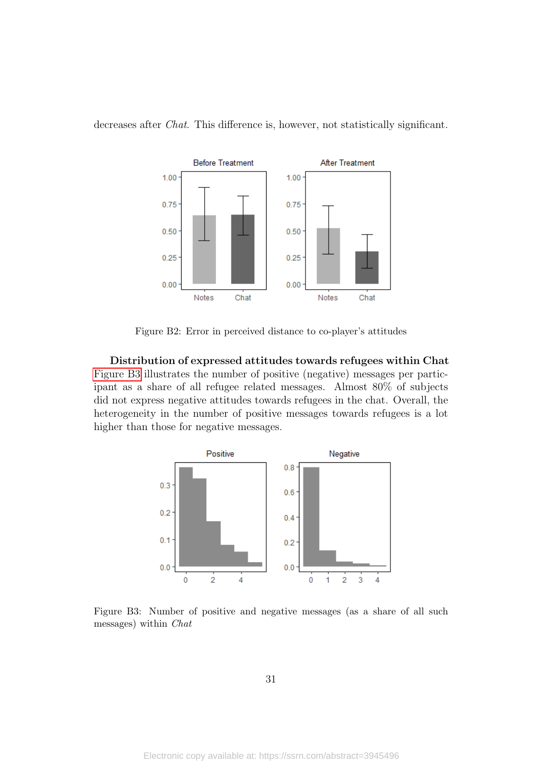decreases after *Chat*. This difference is, however, not statistically significant.

Figure B2: Error in perceived distance to co-player's attitudes

**Distribution of expressed attitudes towards refugees within Chat** Figure B3 illustrates the number of positive (negative) messages per participant as a share of all refugee related messages. Almost 80% of subjects did not express negative attitudes towards refugees in the chat. Overall, the heterogeneity in the number of positive messages towards refugees is a lot higher than those for negative messages.

Figure B3: Number of positive and negative messages (as a share of all such messages) within *Chat*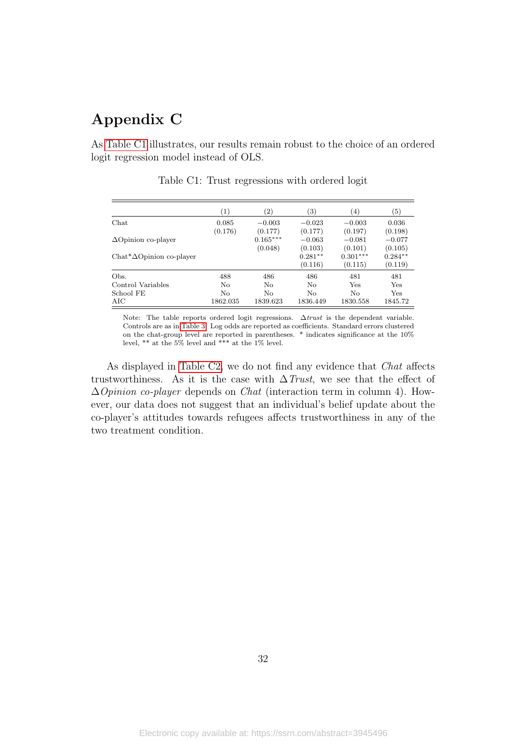# Appendix C

As Table C1 illustrates, our results remain robust to the choice of an ordered logit regression model instead of OLS.

Table C1: Trust regressions with ordered logit

| | (1) | (2) | (3) | (4) | (5) |
|---|---|---|---|---|---|
| Chat | 0.085 | −0.003 | −0.023 | −0.003 | 0.036 |
| | (0.176) | (0.177) | (0.177) | (0.197) | (0.198) |
| ΔOpinion co-player | | 0.165*** | −0.063 | −0.081 | −0.077 |
| | | (0.048) | (0.103) | (0.101) | (0.105) |
| Chat*ΔOpinion co-player | | | 0.281** | 0.301*** | 0.284** |
| | | | (0.116) | (0.115) | (0.119) |
| Obs. | 488 | 486 | 486 | 481 | 481 |
| Control Variables | No | No | No | Yes | Yes |
| School FE | No | No | No | No | Yes |
| AIC | 1862.035 | 1839.623 | 1836.449 | 1830.558 | 1845.72 |

Note: The table reports ordered logit regressions. $\Delta trust$ is the dependent variable. Controls are as in Table 3. Log odds are reported as coefficients. Standard errors clustered on the chat-group level are reported in parentheses. * indicates significance at the 10% level, ** at the 5% level and *** at the 1% level.

As displayed in Table C2, we do not find any evidence that *Chat* affects trustworthiness. As it is the case with $\Delta Trust$, we see that the effect of $\Delta$*Opinion co-player* depends on *Chat* (interaction term in column 4). However, our data does not suggest that an individual's belief update about the co-player's attitudes towards refugees affects trustworthiness in any of the two treatment condition.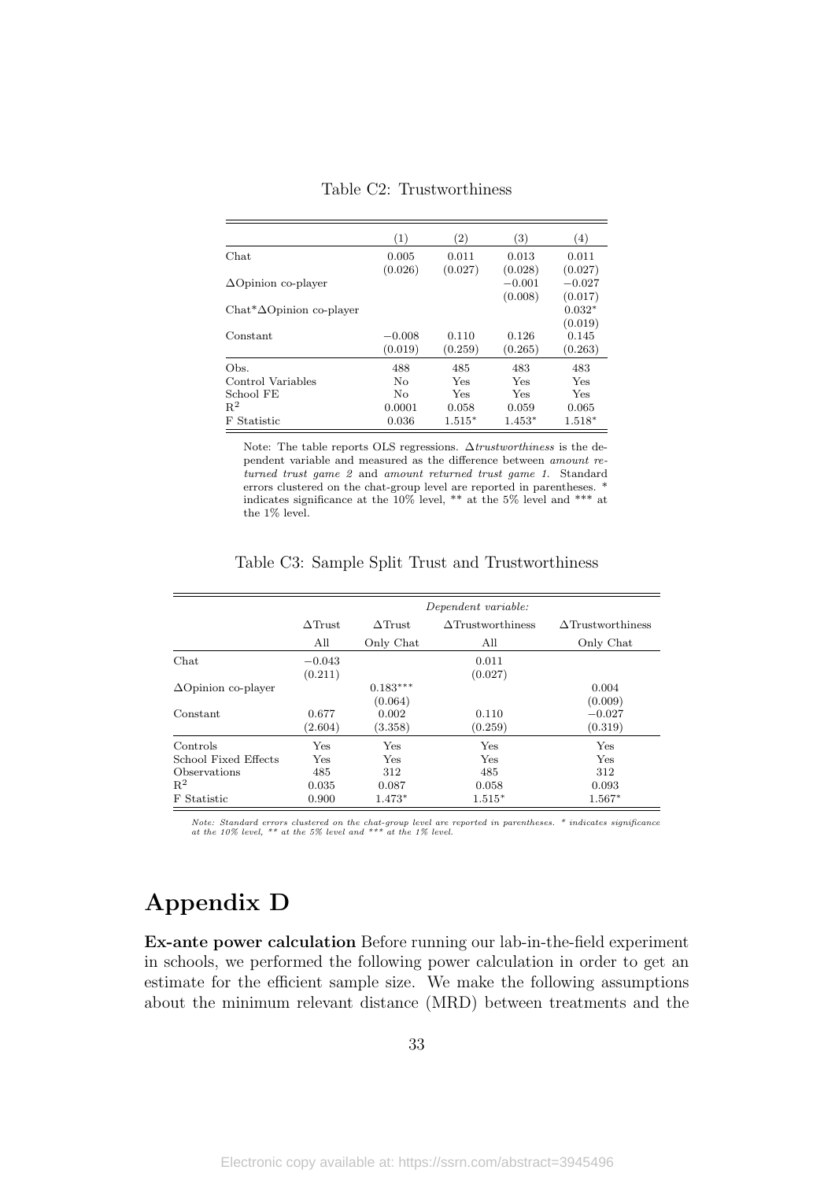Table C2: Trustworthiness

| | (1) | (2) | (3) | (4) |
|---|---|---|---|---|
| Chat | 0.005 | 0.011 | 0.013 | 0.011 |
| | (0.026) | (0.027) | (0.028) | (0.027) |
| $\Delta$Opinion co-player | | | −0.001 | −0.027 |
| | | | (0.008) | (0.017) |
| Chat*$\Delta$Opinion co-player | | | | 0.032* |
| | | | | (0.019) |
| Constant | −0.008 | 0.110 | 0.126 | 0.145 |
| | (0.019) | (0.259) | (0.265) | (0.263) |
| Obs. | 488 | 485 | 483 | 483 |
| Control Variables | No | Yes | Yes | Yes |
| School FE | No | Yes | Yes | Yes |
| $R^2$ | 0.0001 | 0.058 | 0.059 | 0.065 |
| F Statistic | 0.036 | 1.515* | 1.453* | 1.518* |

Note: The table reports OLS regressions. $\Delta$*trustworthiness* is the dependent variable and measured as the difference between *amount returned trust game 2* and *amount returned trust game 1.* Standard errors clustered on the chat-group level are reported in parentheses. * indicates significance at the 10% level, ** at the 5% level and *** at the 1% level.

Table C3: Sample Split Trust and Trustworthiness

| | *Dependent variable:* | | | |
|---|---|---|---|---|
| | $\Delta$Trust | $\Delta$Trust | $\Delta$Trustworthiness | $\Delta$Trustworthiness |
| | All | Only Chat | All | Only Chat |
| Chat | −0.043 | | 0.011 | |
| | (0.211) | | (0.027) | |
| $\Delta$Opinion co-player | | 0.183*** | | 0.004 |
| | | (0.064) | | (0.009) |
| Constant | 0.677 | 0.002 | 0.110 | −0.027 |
| | (2.604) | (3.358) | (0.259) | (0.319) |
| Controls | Yes | Yes | Yes | Yes |
| School Fixed Effects | Yes | Yes | Yes | Yes |
| Observations | 485 | 312 | 485 | 312 |
| $R^2$ | 0.035 | 0.087 | 0.058 | 0.093 |
| F Statistic | 0.900 | 1.473* | 1.515* | 1.567* |

*Note: Standard errors clustered on the chat-group level are reported in parentheses. * indicates significance at the 10% level, ** at the 5% level and *** at the 1% level.*

# Appendix D

**Ex-ante power calculation** Before running our lab-in-the-field experiment in schools, we performed the following power calculation in order to get an estimate for the efficient sample size. We make the following assumptions about the minimum relevant distance (MRD) between treatments and the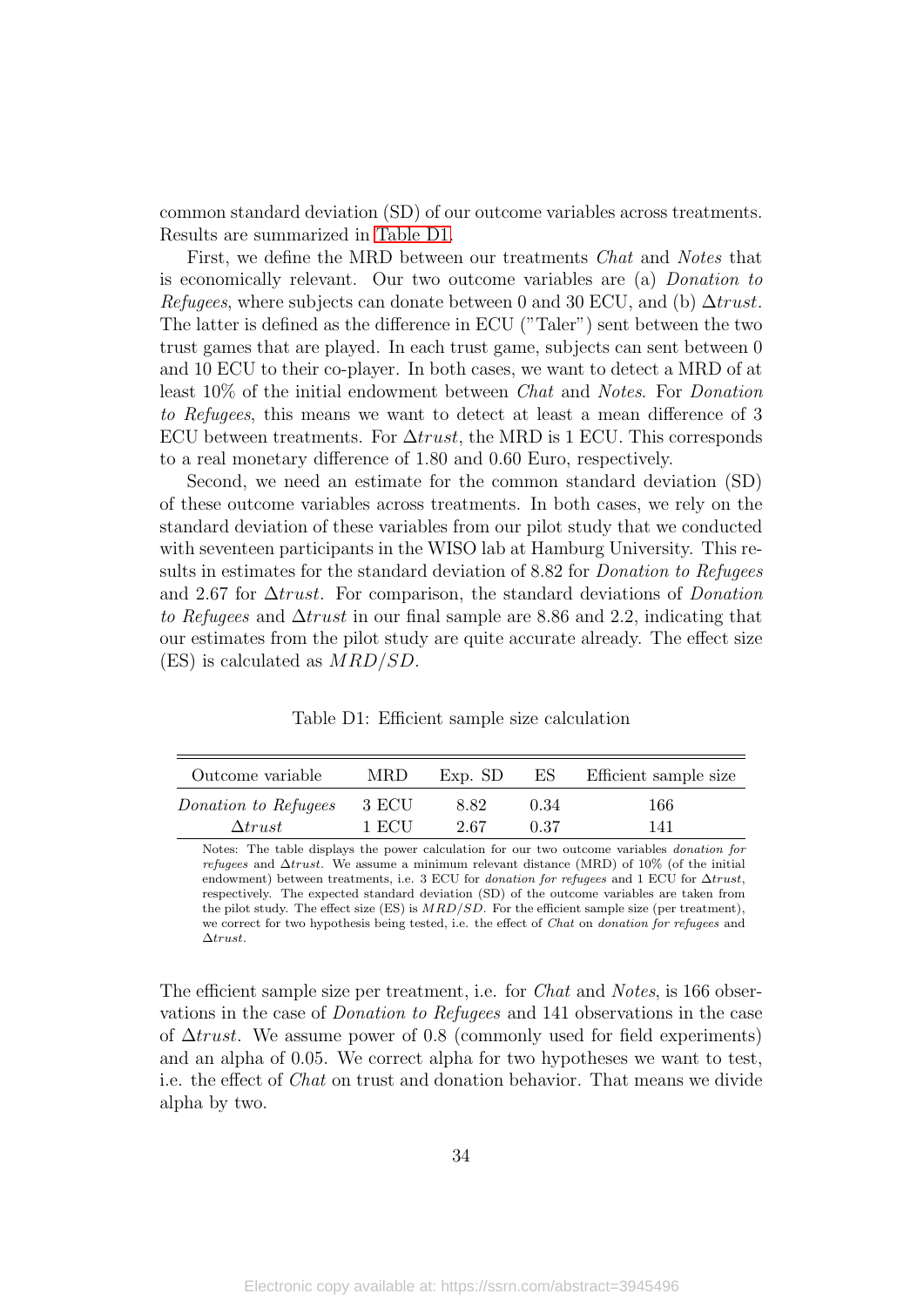common standard deviation (SD) of our outcome variables across treatments. Results are summarized in Table D1.

First, we define the MRD between our treatments *Chat* and *Notes* that is economically relevant. Our two outcome variables are (a) *Donation to Refugees*, where subjects can donate between 0 and 30 ECU, and (b) $\Delta trust$. The latter is defined as the difference in ECU ("Taler") sent between the two trust games that are played. In each trust game, subjects can sent between 0 and 10 ECU to their co-player. In both cases, we want to detect a MRD of at least 10% of the initial endowment between *Chat* and *Notes*. For *Donation to Refugees*, this means we want to detect at least a mean difference of 3 ECU between treatments. For $\Delta trust$, the MRD is 1 ECU. This corresponds to a real monetary difference of 1.80 and 0.60 Euro, respectively.

Second, we need an estimate for the common standard deviation (SD) of these outcome variables across treatments. In both cases, we rely on the standard deviation of these variables from our pilot study that we conducted with seventeen participants in the WISO lab at Hamburg University. This results in estimates for the standard deviation of 8.82 for *Donation to Refugees* and 2.67 for $\Delta trust$. For comparison, the standard deviations of *Donation to Refugees* and $\Delta trust$ in our final sample are 8.86 and 2.2, indicating that our estimates from the pilot study are quite accurate already. The effect size (ES) is calculated as $MRD/SD$.

Table D1: Efficient sample size calculation

| Outcome variable | MRD | Exp. SD | ES | Efficient sample size |
|---|---|---|---|---|
| *Donation to Refugees* | 3 ECU | 8.82 | 0.34 | 166 |
| $\Delta trust$ | 1 ECU | 2.67 | 0.37 | 141 |

Notes: The table displays the power calculation for our two outcome variables *donation for refugees* and $\Delta trust$. We assume a minimum relevant distance (MRD) of 10% (of the initial endowment) between treatments, i.e. 3 ECU for *donation for refugees* and 1 ECU for $\Delta trust$, respectively. The expected standard deviation (SD) of the outcome variables are taken from the pilot study. The effect size (ES) is $MRD/SD$. For the efficient sample size (per treatment), we correct for two hypothesis being tested, i.e. the effect of *Chat* on *donation for refugees* and $\Delta trust$.

The efficient sample size per treatment, i.e. for *Chat* and *Notes*, is 166 observations in the case of *Donation to Refugees* and 141 observations in the case of $\Delta trust$. We assume power of 0.8 (commonly used for field experiments) and an alpha of 0.05. We correct alpha for two hypotheses we want to test, i.e. the effect of *Chat* on trust and donation behavior. That means we divide alpha by two.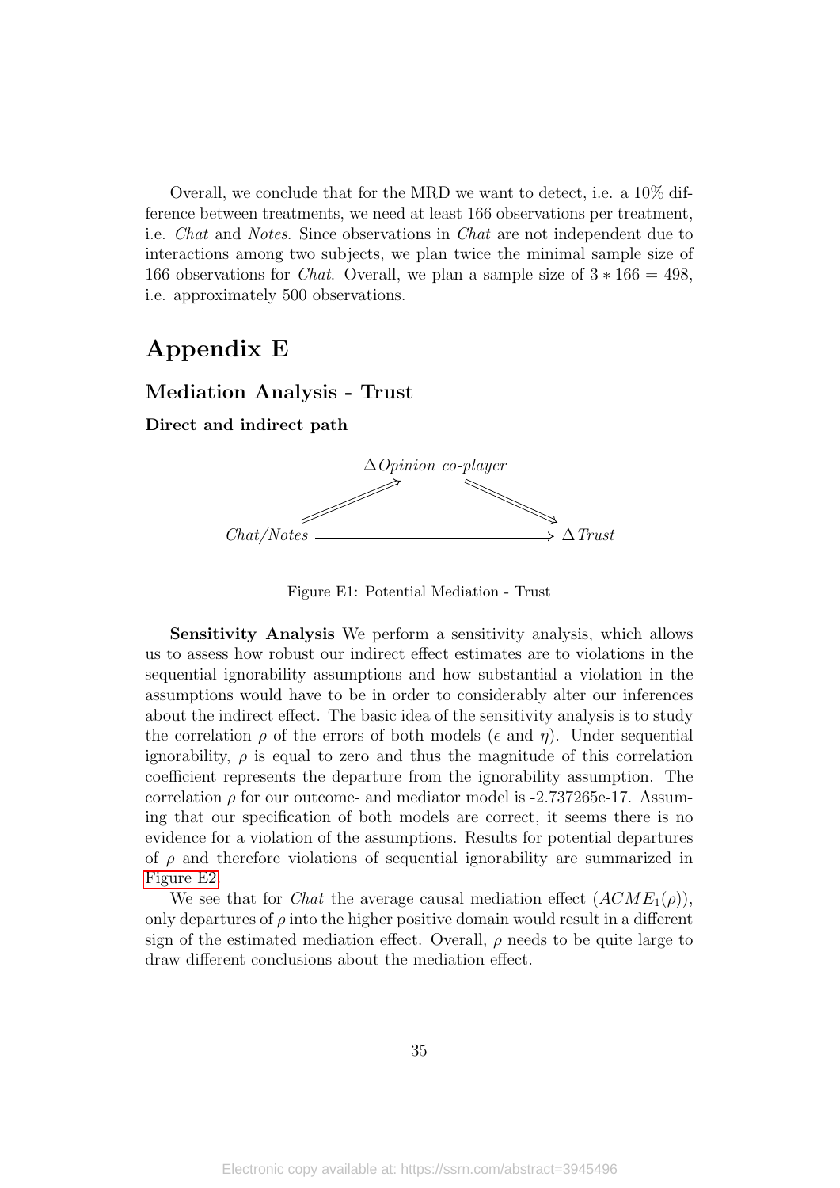Overall, we conclude that for the MRD we want to detect, i.e. a 10% difference between treatments, we need at least 166 observations per treatment, i.e. *Chat* and *Notes*. Since observations in *Chat* are not independent due to interactions among two subjects, we plan twice the minimal sample size of 166 observations for *Chat*. Overall, we plan a sample size of $3 * 166 = 498$, i.e. approximately 500 observations.

# Appendix E

## Mediation Analysis - Trust

### Direct and indirect path

$$\begin{array}{ccc} & \Delta \textit{Opinion co-player} & \\ \nearrow & & \searrow \\ \textit{Chat/Notes} & \Longrightarrow & \Delta \textit{Trust} \end{array}$$

Figure E1: Potential Mediation - Trust

**Sensitivity Analysis** We perform a sensitivity analysis, which allows us to assess how robust our indirect effect estimates are to violations in the sequential ignorability assumptions and how substantial a violation in the assumptions would have to be in order to considerably alter our inferences about the indirect effect. The basic idea of the sensitivity analysis is to study the correlation $\rho$ of the errors of both models ($\epsilon$ and $\eta$). Under sequential ignorability, $\rho$ is equal to zero and thus the magnitude of this correlation coefficient represents the departure from the ignorability assumption. The correlation $\rho$ for our outcome- and mediator model is -2.737265e-17. Assuming that our specification of both models are correct, it seems there is no evidence for a violation of the assumptions. Results for potential departures of $\rho$ and therefore violations of sequential ignorability are summarized in Figure E2.

We see that for *Chat* the average causal mediation effect ($ACME_1(\rho)$), only departures of $\rho$ into the higher positive domain would result in a different sign of the estimated mediation effect. Overall, $\rho$ needs to be quite large to draw different conclusions about the mediation effect.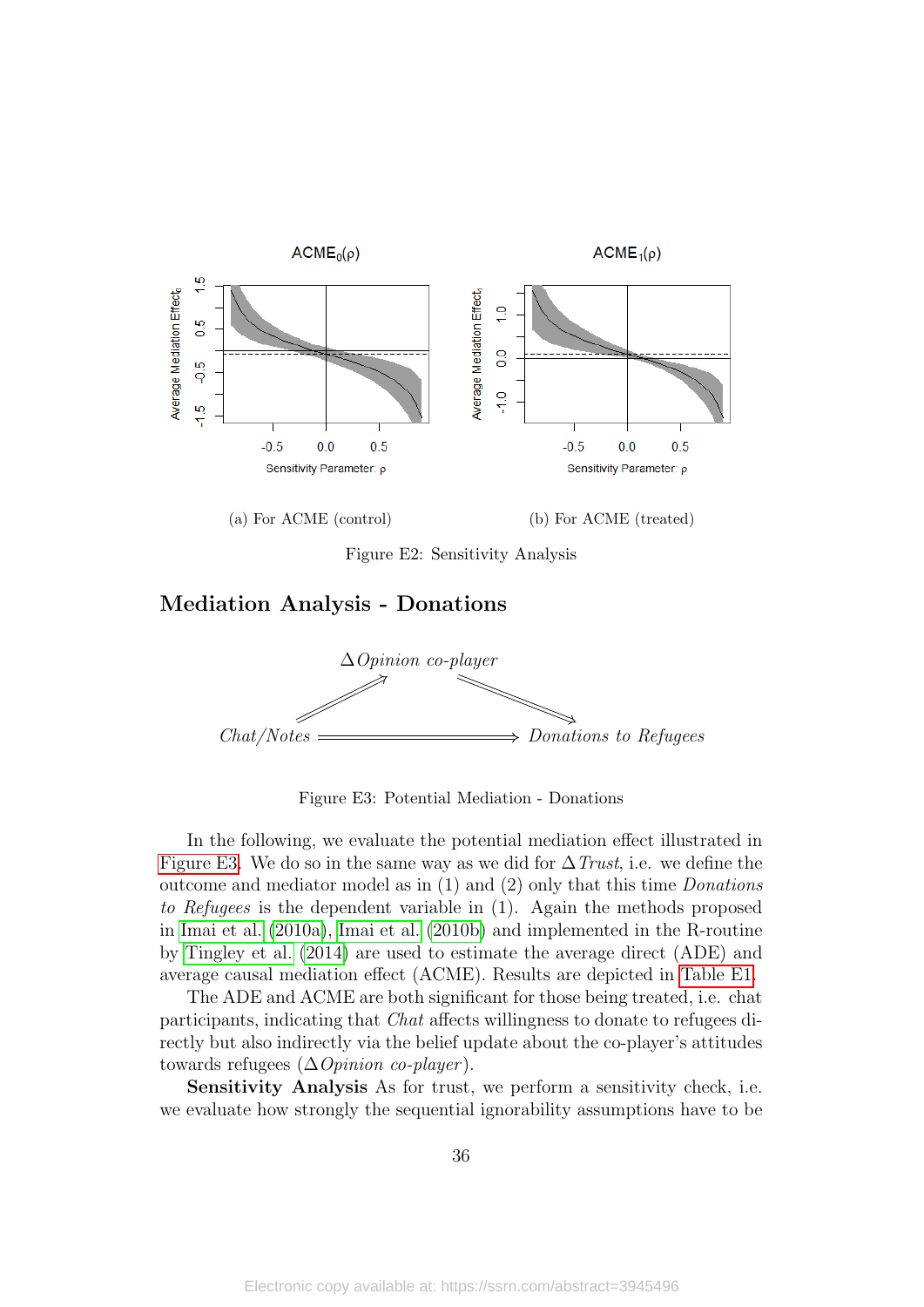(a) For ACME (control)

(b) For ACME (treated)

Figure E2: Sensitivity Analysis

## Mediation Analysis - Donations

Figure E3: Potential Mediation - Donations

In the following, we evaluate the potential mediation effect illustrated in Figure E3. We do so in the same way as we did for $\Delta$ *Trust*, i.e. we define the outcome and mediator model as in (1) and (2) only that this time *Donations to Refugees* is the dependent variable in (1). Again the methods proposed in Imai et al. (2010a), Imai et al. (2010b) and implemented in the R-routine by Tingley et al. (2014) are used to estimate the average direct (ADE) and average causal mediation effect (ACME). Results are depicted in Table E1.

The ADE and ACME are both significant for those being treated, i.e. chat participants, indicating that *Chat* affects willingness to donate to refugees directly but also indirectly via the belief update about the co-player's attitudes towards refugees ($\Delta$ *Opinion co-player*).

**Sensitivity Analysis** As for trust, we perform a sensitivity check, i.e. we evaluate how strongly the sequential ignorability assumptions have to be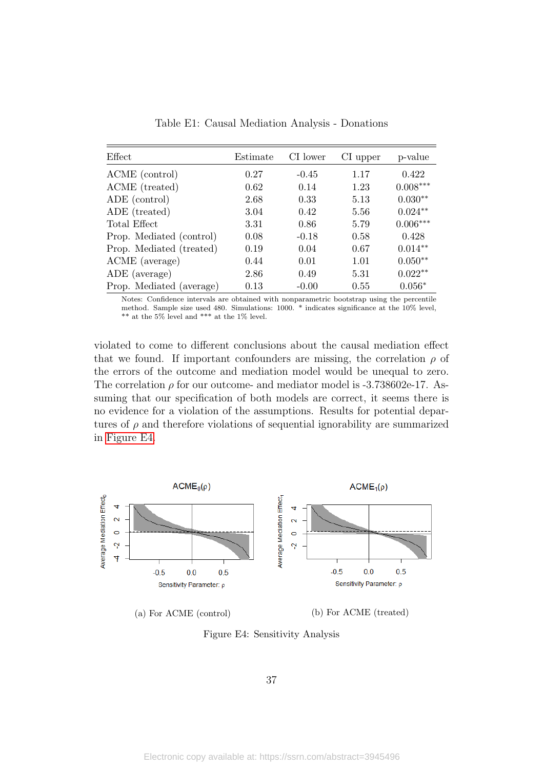Table E1: Causal Mediation Analysis - Donations

| Effect | Estimate | CI lower | CI upper | p-value |
|---|---|---|---|---|
| ACME (control) | 0.27 | -0.45 | 1.17 | 0.422 |
| ACME (treated) | 0.62 | 0.14 | 1.23 | 0.008*** |
| ADE (control) | 2.68 | 0.33 | 5.13 | 0.030** |
| ADE (treated) | 3.04 | 0.42 | 5.56 | 0.024** |
| Total Effect | 3.31 | 0.86 | 5.79 | 0.006*** |
| Prop. Mediated (control) | 0.08 | -0.18 | 0.58 | 0.428 |
| Prop. Mediated (treated) | 0.19 | 0.04 | 0.67 | 0.014** |
| ACME (average) | 0.44 | 0.01 | 1.01 | 0.050** |
| ADE (average) | 2.86 | 0.49 | 5.31 | 0.022** |
| Prop. Mediated (average) | 0.13 | -0.00 | 0.55 | 0.056* |

Notes: Confidence intervals are obtained with nonparametric bootstrap using the percentile method. Sample size used 480. Simulations: 1000. * indicates significance at the 10% level, ** at the 5% level and *** at the 1% level.

violated to come to different conclusions about the causal mediation effect that we found. If important confounders are missing, the correlation $\rho$ of the errors of the outcome and mediation model would be unequal to zero. The correlation $\rho$ for our outcome- and mediator model is -3.738602e-17. Assuming that our specification of both models are correct, it seems there is no evidence for a violation of the assumptions. Results for potential departures of $\rho$ and therefore violations of sequential ignorability are summarized in Figure E4.

(a) For ACME (control)

(b) For ACME (treated)

Figure E4: Sensitivity Analysis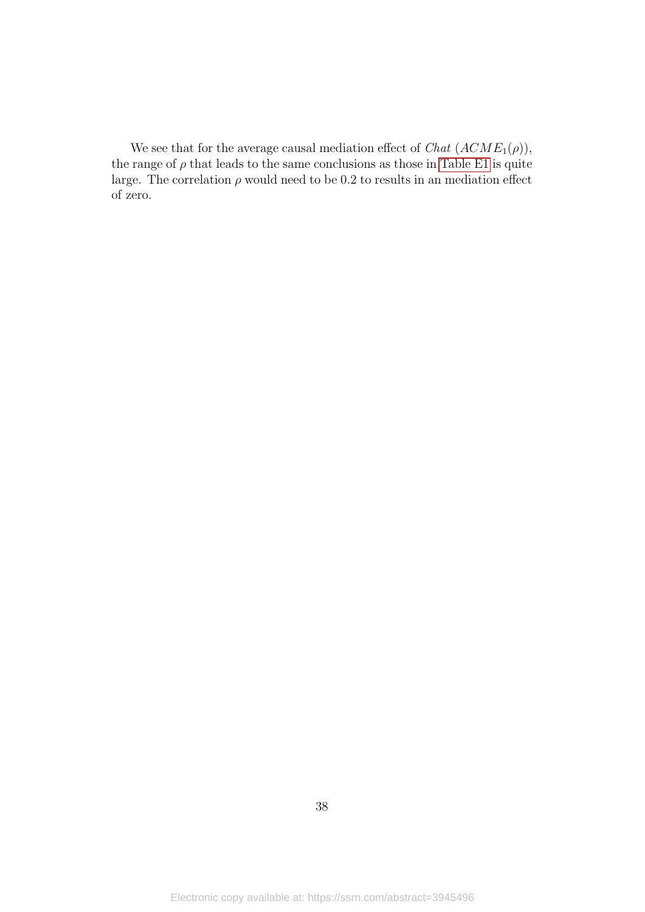We see that for the average causal mediation effect of *Chat* ($ACME_1(\rho)$), the range of $\rho$ that leads to the same conclusions as those in Table E1 is quite large. The correlation $\rho$ would need to be 0.2 to results in an mediation effect of zero.